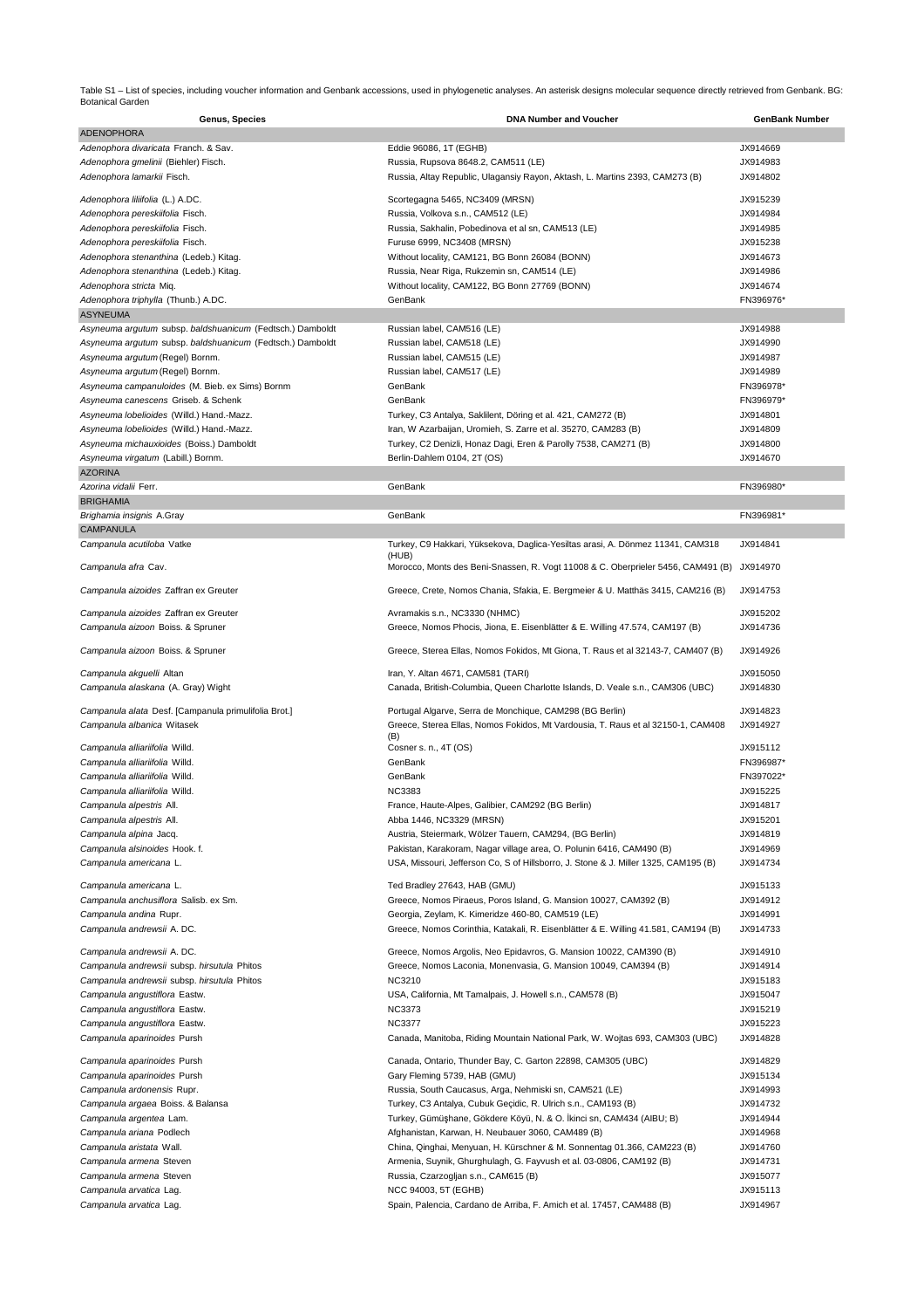Table S1 – List of species, including voucher information and Genbank accessions, used in phylogenetic analyses. An asterisk designs molecular sequence directly retrieved from Genbank. BG: Botanical Garden

| Genus, Species | DNA Number and Voucher | GenBank Number |
|---|---|---|
| ADENOPHORA | | |
| *Adenophora divaricata* Franch. & Sav. | Eddie 96086, 1T (EGHB) | JX914669 |
| *Adenophora gmelinii* (Biehler) Fisch. | Russia, Rupsova 8648.2, CAM511 (LE) | JX914983 |
| *Adenophora lamarkii* Fisch. | Russia, Altay Republic, Ulagansiy Rayon, Aktash, L. Martins 2393, CAM273 (B) | JX914802 |
| *Adenophora liliifolia* (L.) A.DC. | Scortegagna 5465, NC3409 (MRSN) | JX915239 |
| *Adenophora pereskiifolia* Fisch. | Russia, Volkova s.n., CAM512 (LE) | JX914984 |
| *Adenophora pereskiifolia* Fisch. | Russia, Sakhalin, Pobedinova et al sn, CAM513 (LE) | JX914985 |
| *Adenophora pereskiifolia* Fisch. | Furuse 6999, NC3408 (MRSN) | JX915238 |
| *Adenophora stenanthina* (Ledeb.) Kitag. | Without locality, CAM121, BG Bonn 26084 (BONN) | JX914673 |
| *Adenophora stenanthina* (Ledeb.) Kitag. | Russia, Near Riga, Rukzemin sn, CAM514 (LE) | JX914986 |
| *Adenophora stricta* Miq. | Without locality, CAM122, BG Bonn 27769 (BONN) | JX914674 |
| *Adenophora triphylla* (Thunb.) A.DC. | GenBank | FN396976* |
| ASYNEUMA | | |
| *Asyneuma argutum* subsp. *baldshuanicum* (Fedtsch.) Damboldt | Russian label, CAM516 (LE) | JX914988 |
| *Asyneuma argutum* subsp. *baldshuanicum* (Fedtsch.) Damboldt | Russian label, CAM518 (LE) | JX914990 |
| *Asyneuma argutum* (Regel) Bornm. | Russian label, CAM515 (LE) | JX914987 |
| *Asyneuma argutum* (Regel) Bornm. | Russian label, CAM517 (LE) | JX914989 |
| *Asyneuma campanuloides* (M. Bieb. ex Sims) Bornm | GenBank | FN396978* |
| *Asyneuma canescens* Griseb. & Schenk | GenBank | FN396979* |
| *Asyneuma lobelioides* (Willd.) Hand.-Mazz. | Turkey, C3 Antalya, Saklilent, Döring et al. 421, CAM272 (B) | JX914801 |
| *Asyneuma lobelioides* (Willd.) Hand.-Mazz. | Iran, W Azarbaijan, Uromieh, S. Zarre et al. 35270, CAM283 (B) | JX914809 |
| *Asyneuma michauxioides* (Boiss.) Damboldt | Turkey, C2 Denizli, Honaz Dagi, Eren & Parolly 7538, CAM271 (B) | JX914800 |
| *Asyneuma virgatum* (Labill.) Bornm. | Berlin-Dahlem 0104, 2T (OS) | JX914670 |
| AZORINA | | |
| *Azorina vidalii* Ferr. | GenBank | FN396980* |
| BRIGHAMIA | | |
| *Brighamia insignis* A.Gray | GenBank | FN396981* |
| CAMPANULA | | |
| *Campanula acutiloba* Vatke | Turkey, C9 Hakkari, Yüksekova, Daglica-Yesiltas arasi, A. Dönmez 11341, CAM318 (HUB) | JX914841 |
| *Campanula afra* Cav. | Morocco, Monts des Beni-Snassen, R. Vogt 11008 & C. Oberprieler 5456, CAM491 (B) | JX914970 |
| *Campanula aizoides* Zaffran ex Greuter | Greece, Crete, Nomos Chania, Sfakia, E. Bergmeier & U. Matthäs 3415, CAM216 (B) | JX914753 |
| *Campanula aizoides* Zaffran ex Greuter | Avramakis s.n., NC3330 (NHMC) | JX915202 |
| *Campanula aizoon* Boiss. & Spruner | Greece, Nomos Phocis, Jiona, E. Eisenblätter & E. Willing 47.574, CAM197 (B) | JX914736 |
| *Campanula aizoon* Boiss. & Spruner | Greece, Sterea Ellas, Nomos Fokidos, Mt Giona, T. Raus et al 32143-7, CAM407 (B) | JX914926 |
| *Campanula akguelli* Altan | Iran, Y. Altan 4671, CAM581 (TARI) | JX915050 |
| *Campanula alaskana* (A. Gray) Wight | Canada, British-Columbia, Queen Charlotte Islands, D. Veale s.n., CAM306 (UBC) | JX914830 |
| *Campanula alata* Desf. [Campanula primulifolia Brot.] | Portugal Algarve, Serra de Monchique, CAM298 (BG Berlin) | JX914823 |
| *Campanula albanica* Witasek | Greece, Sterea Ellas, Nomos Fokidos, Mt Vardousia, T. Raus et al 32150-1, CAM408 (B) | JX914927 |
| *Campanula alliariifolia* Willd. | Cosner s. n., 4T (OS) | JX915112 |
| *Campanula alliariifolia* Willd. | GenBank | FN396987* |
| *Campanula alliariifolia* Willd. | GenBank | FN397022* |
| *Campanula alliariifolia* Willd. | NC3383 | JX915225 |
| *Campanula alpestris* All. | France, Haute-Alpes, Galibier, CAM292 (BG Berlin) | JX914817 |
| *Campanula alpestris* All. | Abba 1446, NC3329 (MRSN) | JX915201 |
| *Campanula alpina* Jacq. | Austria, Steiermark, Wölzer Tauern, CAM294, (BG Berlin) | JX914819 |
| *Campanula alsinoides* Hook. f. | Pakistan, Karakoram, Nagar village area, O. Polunin 6416, CAM490 (B) | JX914969 |
| *Campanula americana* L. | USA, Missouri, Jefferson Co, S of Hillsborro, J. Stone & J. Miller 1325, CAM195 (B) | JX914734 |
| *Campanula americana* L. | Ted Bradley 27643, HAB (GMU) | JX915133 |
| *Campanula anchusiflora* Salisb. ex Sm. | Greece, Nomos Piraeus, Poros Island, G. Mansion 10027, CAM392 (B) | JX914912 |
| *Campanula andina* Rupr. | Georgia, Zeylam, K. Kimeridze 460-80, CAM519 (LE) | JX914991 |
| *Campanula andrewsii* A. DC. | Greece, Nomos Corinthia, Katakali, R. Eisenblätter & E. Willing 41.581, CAM194 (B) | JX914733 |
| *Campanula andrewsii* A. DC. | Greece, Nomos Argolis, Neo Epidavros, G. Mansion 10022, CAM390 (B) | JX914910 |
| *Campanula andrewsii* subsp. *hirsutula* Phitos | Greece, Nomos Laconia, Monenvasia, G. Mansion 10049, CAM394 (B) | JX914914 |
| *Campanula andrewsii* subsp. *hirsutula* Phitos | NC3210 | JX915183 |
| *Campanula angustiflora* Eastw. | USA, California, Mt Tamalpais, J. Howell s.n., CAM578 (B) | JX915047 |
| *Campanula angustiflora* Eastw. | NC3373 | JX915219 |
| *Campanula angustiflora* Eastw. | NC3377 | JX915223 |
| *Campanula aparinoides* Pursh | Canada, Manitoba, Riding Mountain National Park, W. Wojtas 693, CAM303 (UBC) | JX914828 |
| *Campanula aparinoides* Pursh | Canada, Ontario, Thunder Bay, C. Garton 22898, CAM305 (UBC) | JX914829 |
| *Campanula aparinoides* Pursh | Gary Fleming 5739, HAB (GMU) | JX915134 |
| *Campanula ardonensis* Rupr. | Russia, South Caucasus, Arga, Nehmiski sn, CAM521 (LE) | JX914993 |
| *Campanula argaea* Boiss. & Balansa | Turkey, C3 Antalya, Cubuk Geçidic, R. Ulrich s.n., CAM193 (B) | JX914732 |
| *Campanula argentea* Lam. | Turkey, Gümüşhane, Gökdere Köyü, N. & O. İkinci sn, CAM434 (AIBU; B) | JX914944 |
| *Campanula ariana* Podlech | Afghanistan, Karwan, H. Neubauer 3060, CAM489 (B) | JX914968 |
| *Campanula aristata* Wall. | China, Qinghai, Menyuan, H. Kürschner & M. Sonnentag 01.366, CAM223 (B) | JX914760 |
| *Campanula armena* Steven | Armenia, Suynik, Ghurghulagh, G. Fayvush et al. 03-0806, CAM192 (B) | JX914731 |
| *Campanula armena* Steven | Russia, Czarzogljan s.n., CAM615 (B) | JX915077 |
| *Campanula arvatica* Lag. | NCC 94003, 5T (EGHB) | JX915113 |
| *Campanula arvatica* Lag. | Spain, Palencia, Cardano de Arriba, F. Amich et al. 17457, CAM488 (B) | JX914967 |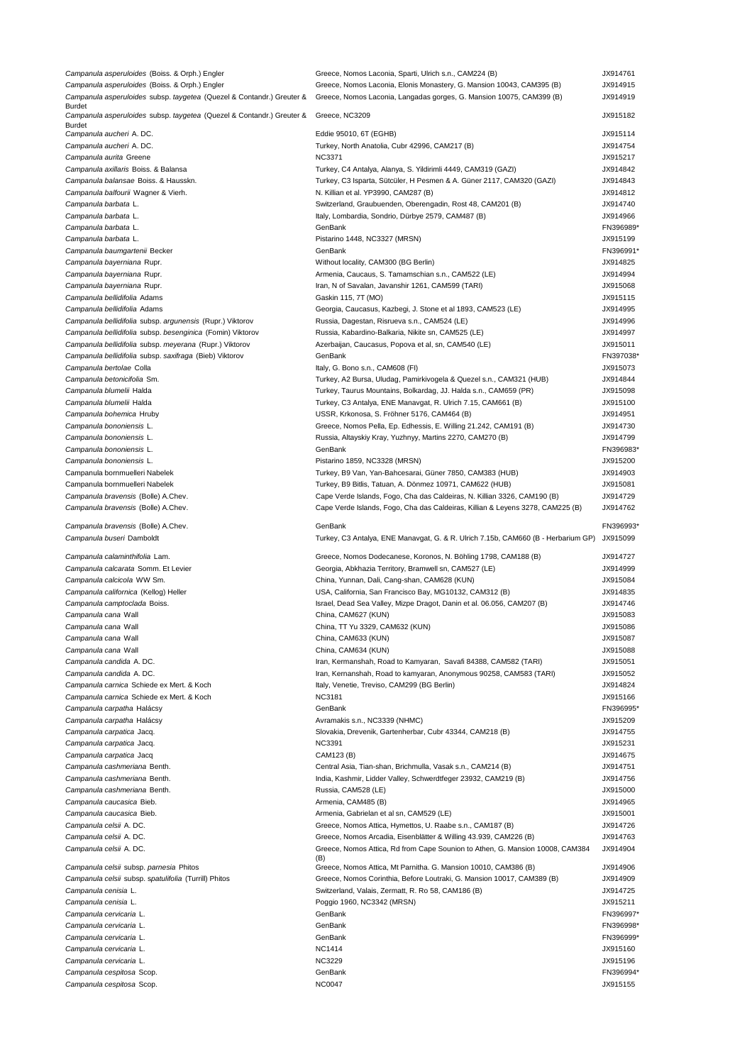| | | |
|---|---|---|
| *Campanula asperuloides* (Boiss. & Orph.) Engler | Greece, Nomos Laconia, Sparti, Ulrich s.n., CAM224 (B) | JX914761 |
| *Campanula asperuloides* (Boiss. & Orph.) Engler | Greece, Nomos Laconia, Elonis Monastery, G. Mansion 10043, CAM395 (B) | JX914915 |
| *Campanula asperuloides* subsp. *taygetea* (Quezel & Contandr.) Greuter & Burdet | Greece, Nomos Laconia, Langadas gorges, G. Mansion 10075, CAM399 (B) | JX914919 |
| *Campanula asperuloides* subsp. *taygetea* (Quezel & Contandr.) Greuter & Burdet | Greece, NC3209 | JX915182 |
| *Campanula aucheri* A. DC. | Eddie 95010, 6T (EGHB) | JX915114 |
| *Campanula aucheri* A. DC. | Turkey, North Anatolia, Cubr 42996, CAM217 (B) | JX914754 |
| *Campanula aurita* Greene | NC3371 | JX915217 |
| *Campanula axillaris* Boiss. & Balansa | Turkey, C4 Antalya, Alanya, S. Yildirimli 4449, CAM319 (GAZI) | JX914842 |
| *Campanula balansae* Boiss. & Hausskn. | Turkey, C3 Isparta, Sütcüler, H Pesmen & A. Güner 2117, CAM320 (GAZI) | JX914843 |
| *Campanula balfourii* Wagner & Vierh. | N. Killian et al. YP3990, CAM287 (B) | JX914812 |
| *Campanula barbata* L. | Switzerland, Graubuenden, Oberengadin, Rost 48, CAM201 (B) | JX914740 |
| *Campanula barbata* L. | Italy, Lombardia, Sondrio, Dürbye 2579, CAM487 (B) | JX914966 |
| *Campanula barbata* L. | GenBank | FN396989* |
| *Campanula barbata* L. | Pistarino 1448, NC3327 (MRSN) | JX915199 |
| *Campanula baumgartenii* Becker | GenBank | FN396991* |
| *Campanula bayerniana* Rupr. | Without locality, CAM300 (BG Berlin) | JX914825 |
| *Campanula bayerniana* Rupr. | Armenia, Caucaus, S. Tamamschian s.n., CAM522 (LE) | JX914994 |
| *Campanula bayerniana* Rupr. | Iran, N of Savalan, Javanshir 1261, CAM599 (TARI) | JX915068 |
| *Campanula bellidifolia* Adams | Gaskin 115, 7T (MO) | JX915115 |
| *Campanula bellidifolia* Adams | Georgia, Caucasus, Kazbegi, J. Stone et al 1893, CAM523 (LE) | JX914995 |
| *Campanula bellidifolia* subsp. *argunensis* (Rupr.) Viktorov | Russia, Dagestan, Risrueva s.n., CAM524 (LE) | JX914996 |
| *Campanula bellidifolia* subsp. *besenginica* (Fomin) Viktorov | Russia, Kabardino-Balkaria, Nikite sn, CAM525 (LE) | JX914997 |
| *Campanula bellidifolia* subsp. *meyerana* (Rupr.) Viktorov | Azerbaijan, Caucasus, Popova et al, sn, CAM540 (LE) | JX915011 |
| *Campanula bellidifolia* subsp. *saxifraga* (Bieb) Viktorov | GenBank | FN397038* |
| *Campanula bertolae* Colla | Italy, G. Bono s.n., CAM608 (FI) | JX915073 |
| *Campanula betonicifolia* Sm. | Turkey, A2 Bursa, Uludag, Pamirkivogela & Quezel s.n., CAM321 (HUB) | JX914844 |
| *Campanula blumelii* Halda | Turkey, Taurus Mountains, Bolkardag, JJ. Halda s.n., CAM659 (PR) | JX915098 |
| *Campanula blumelii* Halda | Turkey, C3 Antalya, ENE Manavgat, R. Ulrich 7.15, CAM661 (B) | JX915100 |
| *Campanula bohemica* Hruby | USSR, Krkonosa, S. Fröhner 5176, CAM464 (B) | JX914951 |
| *Campanula bononiensis* L. | Greece, Nomos Pella, Ep. Edhessis, E. Willing 21.242, CAM191 (B) | JX914730 |
| *Campanula bononiensis* L. | Russia, Altayskiy Kray, Yuzhnyy, Martins 2270, CAM270 (B) | JX914799 |
| *Campanula bononiensis* L. | GenBank | FN396983* |
| *Campanula bononiensis* L. | Pistarino 1859, NC3328 (MRSN) | JX915200 |
| Campanula bornmuelleri Nabelek | Turkey, B9 Van, Yan-Bahcesarai, Güner 7850, CAM383 (HUB) | JX914903 |
| Campanula bornmuelleri Nabelek | Turkey, B9 Bitlis, Tatuan, A. Dönmez 10971, CAM622 (HUB) | JX915081 |
| *Campanula bravensis* (Bolle) A.Chev. | Cape Verde Islands, Fogo, Cha das Caldeiras, N. Killian 3326, CAM190 (B) | JX914729 |
| *Campanula bravensis* (Bolle) A.Chev. | Cape Verde Islands, Fogo, Cha das Caldeiras, Killian & Leyens 3278, CAM225 (B) | JX914762 |
| *Campanula bravensis* (Bolle) A.Chev. | GenBank | FN396993* |
| *Campanula buseri* Damboldt | Turkey, C3 Antalya, ENE Manavgat, G. & R. Ulrich 7.15b, CAM660 (B - Herbarium GP) | JX915099 |
| *Campanula calaminthifolia* Lam. | Greece, Nomos Dodecanese, Koronos, N. Böhling 1798, CAM188 (B) | JX914727 |
| *Campanula calcarata* Somm. Et Levier | Georgia, Abkhazia Territory, Bramwell sn, CAM527 (LE) | JX914999 |
| *Campanula calcicola* WW Sm. | China, Yunnan, Dali, Cang-shan, CAM628 (KUN) | JX915084 |
| *Campanula californica* (Kellog) Heller | USA, California, San Francisco Bay, MG10132, CAM312 (B) | JX914835 |
| *Campanula camptoclada* Boiss. | Israel, Dead Sea Valley, Mizpe Dragot, Danin et al. 06.056, CAM207 (B) | JX914746 |
| *Campanula cana* Wall | China, CAM627 (KUN) | JX915083 |
| *Campanula cana* Wall | China, TT Yu 3329, CAM632 (KUN) | JX915086 |
| *Campanula cana* Wall | China, CAM633 (KUN) | JX915087 |
| *Campanula cana* Wall | China, CAM634 (KUN) | JX915088 |
| *Campanula candida* A. DC. | Iran, Kermanshah, Road to Kamyaran, Savafi 84388, CAM582 (TARI) | JX915051 |
| *Campanula candida* A. DC. | Iran, Kernanshah, Road to kamyaran, Anonymous 90258, CAM583 (TARI) | JX915052 |
| *Campanula carnica* Schiede ex Mert. & Koch | Italy, Venetie, Treviso, CAM299 (BG Berlin) | JX914824 |
| *Campanula carnica* Schiede ex Mert. & Koch | NC3181 | JX915166 |
| *Campanula carpatha* Halácsy | GenBank | FN396995* |
| *Campanula carpatha* Halácsy | Avramakis s.n., NC3339 (NHMC) | JX915209 |
| *Campanula carpatica* Jacq. | Slovakia, Drevenik, Gartenherbar, Cubr 43344, CAM218 (B) | JX914755 |
| *Campanula carpatica* Jacq. | NC3391 | JX915231 |
| *Campanula carpatica* Jacq | CAM123 (B) | JX914675 |
| *Campanula cashmeriana* Benth. | Central Asia, Tian-shan, Brichmulla, Vasak s.n., CAM214 (B) | JX914751 |
| *Campanula cashmeriana* Benth. | India, Kashmir, Lidder Valley, Schwerdtfeger 23932, CAM219 (B) | JX914756 |
| *Campanula cashmeriana* Benth. | Russia, CAM528 (LE) | JX915000 |
| *Campanula caucasica* Bieb. | Armenia, CAM485 (B) | JX914965 |
| *Campanula caucasica* Bieb. | Armenia, Gabrielan et al sn, CAM529 (LE) | JX915001 |
| *Campanula celsii* A. DC. | Greece, Nomos Attica, Hymettos, U. Raabe s.n., CAM187 (B) | JX914726 |
| *Campanula celsii* A. DC. | Greece, Nomos Arcadia, Eisenblätter & Willing 43.939, CAM226 (B) | JX914763 |
| *Campanula celsii* A. DC. | Greece, Nomos Attica, Rd from Cape Sounion to Athen, G. Mansion 10008, CAM384 (B) | JX914904 |
| *Campanula celsii* subsp. *parnesia* Phitos | Greece, Nomos Attica, Mt Parnitha. G. Mansion 10010, CAM386 (B) | JX914906 |
| *Campanula celsii* subsp. *spatulifolia* (Turrill) Phitos | Greece, Nomos Corinthia, Before Loutraki, G. Mansion 10017, CAM389 (B) | JX914909 |
| *Campanula cenisia* L. | Switzerland, Valais, Zermatt, R. Ro 58, CAM186 (B) | JX914725 |
| *Campanula cenisia* L. | Poggio 1960, NC3342 (MRSN) | JX915211 |
| *Campanula cervicaria* L. | GenBank | FN396997* |
| *Campanula cervicaria* L. | GenBank | FN396998* |
| *Campanula cervicaria* L. | GenBank | FN396999* |
| *Campanula cervicaria* L. | NC1414 | JX915160 |
| *Campanula cervicaria* L. | NC3229 | JX915196 |
| *Campanula cespitosa* Scop. | GenBank | FN396994* |
| *Campanula cespitosa* Scop. | NC0047 | JX915155 |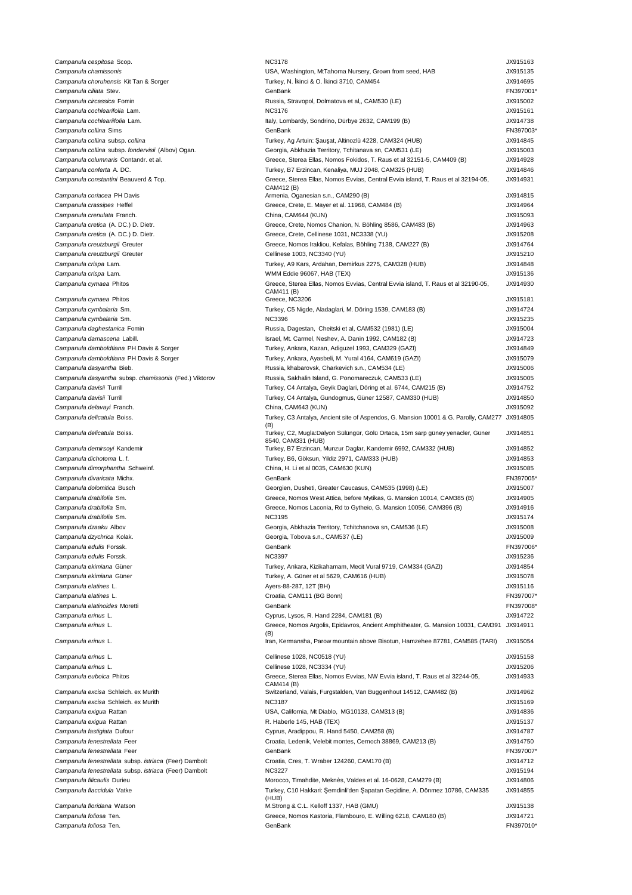| | | |
|---|---|---|
| *Campanula cespitosa* Scop. | NC3178 | JX915163 |
| *Campanula chamissonis* | USA, Washington, MtTahoma Nursery, Grown from seed, HAB | JX915135 |
| *Campanula choruhensis* Kit Tan & Sorger | Turkey, N. İkinci & O. İkinci 3710, CAM454 | JX914695 |
| *Campanula ciliata* Stev. | GenBank | FN397001* |
| *Campanula circassica* Fomin | Russia, Stravopol, Dolmatova et al,, CAM530 (LE) | JX915002 |
| *Campanula cochlearifolia* Lam. | NC3176 | JX915161 |
| *Campanula cochleariifolia* Lam. | Italy, Lombardy, Sondrino, Dürbye 2632, CAM199 (B) | JX914738 |
| *Campanula collina* Sims | GenBank | FN397003* |
| *Campanula collina* subsp. *collina* | Turkey, Ag Artuin: Şauşat, Altinozlü 4228, CAM324 (HUB) | JX914845 |
| *Campanula collina* subsp. *fondervisii* (Albov) Ogan. | Georgia, Abkhazia Territory, Tchitanava sn, CAM531 (LE) | JX915003 |
| *Campanula columnaris* Contandr. et al. | Greece, Sterea Ellas, Nomos Fokidos, T. Raus et al 32151-5, CAM409 (B) | JX914928 |
| *Campanula conferta* A. DC. | Turkey, B7 Erzincan, Kenaliya, MUJ 2048, CAM325 (HUB) | JX914846 |
| *Campanula constantini* Beauverd & Top. | Greece, Sterea Ellas, Nomos Evvias, Central Evvia island, T. Raus et al 32194-05, CAM412 (B) | JX914931 |
| *Campanula coriacea* PH Davis | Armenia, Oganesian s.n., CAM290 (B) | JX914815 |
| *Campanula crassipes* Heffel | Greece, Crete, E. Mayer et al. 11968, CAM484 (B) | JX914964 |
| *Campanula crenulata* Franch. | China, CAM644 (KUN) | JX915093 |
| *Campanula cretica* (A. DC.) D. Dietr. | Greece, Crete, Nomos Chanion, N. Böhling 8586, CAM483 (B) | JX914963 |
| *Campanula cretica* (A. DC.) D. Dietr. | Greece, Crete, Cellinese 1031, NC3338 (YU) | JX915208 |
| *Campanula creutzburgii* Greuter | Greece, Nomos Irakliou, Kefalas, Böhling 7138, CAM227 (B) | JX914764 |
| *Campanula creutzburgii* Greuter | Cellinese 1003, NC3340 (YU) | JX915210 |
| *Campanula crispa* Lam. | Turkey, A9 Kars, Ardahan, Demirkus 2275, CAM328 (HUB) | JX914848 |
| *Campanula crispa* Lam. | WMM Eddie 96067, HAB (TEX) | JX915136 |
| *Campanula cymaea* Phitos | Greece, Sterea Ellas, Nomos Evvias, Central Evvia island, T. Raus et al 32190-05, CAM411 (B) | JX914930 |
| *Campanula cymaea* Phitos | Greece, NC3206 | JX915181 |
| *Campanula cymbalaria* Sm. | Turkey, C5 Nigde, Aladaglari, M. Döring 1539, CAM183 (B) | JX914724 |
| *Campanula cymbalaria* Sm. | NC3396 | JX915235 |
| *Campanula daghestanica* Fomin | Russia, Dagestan, Cheitski et al, CAM532 (1981) (LE) | JX915004 |
| *Campanula damascena* Labill. | Israel, Mt. Carmel, Neshev, A. Danin 1992, CAM182 (B) | JX914723 |
| *Campanula damboldtiana* PH Davis & Sorger | Turkey, Ankara, Kazan, Adiguzel 1993, CAM329 (GAZI) | JX914849 |
| *Campanula damboldtiana* PH Davis & Sorger | Turkey, Ankara, Ayasbeli, M. Yural 4164, CAM619 (GAZI) | JX915079 |
| *Campanula dasyantha* Bieb. | Russia, khabarovsk, Charkevich s.n., CAM534 (LE) | JX915006 |
| *Campanula dasyantha* subsp. *chamissonis* (Fed.) Viktorov | Russia, Sakhalin Island, G. Ponomareczuk, CAM533 (LE) | JX915005 |
| *Campanula davisii* Turrill | Turkey, C4 Antalya, Geyik Daglari, Döring et al. 6744, CAM215 (B) | JX914752 |
| *Campanula davisii* Turrill | Turkey, C4 Antalya, Gundogmus, Güner 12587, CAM330 (HUB) | JX914850 |
| *Campanula delavayi* Franch. | China, CAM643 (KUN) | JX915092 |
| *Campanula delicatula* Boiss. | Turkey, C3 Antalya, Ancient site of Aspendos, G. Mansion 10001 & G. Parolly, CAM277 (B) | JX914805 |
| *Campanula delicatula* Boiss. | Turkey, C2, Mugla:Dalyon Sülüngür, Gölü Ortaca, 15m sarp güney yenacler, Güner 8540, CAM331 (HUB) | JX914851 |
| *Campanula demirsoyi* Kandemir | Turkey, B7 Erzincan, Munzur Daglar, Kandemir 6992, CAM332 (HUB) | JX914852 |
| *Campanula dichotoma* L. f. | Turkey, B6, Göksun, Yildiz 2971, CAM333 (HUB) | JX914853 |
| *Campanula dimorphantha* Schweinf. | China, H. Li et al 0035, CAM630 (KUN) | JX915085 |
| *Campanula divaricata* Michx. | GenBank | FN397005* |
| *Campanula dolomitica* Busch | Georgien, Dusheti, Greater Caucasus, CAM535 (1998) (LE) | JX915007 |
| *Campanula drabifolia* Sm. | Greece, Nomos West Attica, before Mytikas, G. Mansion 10014, CAM385 (B) | JX914905 |
| *Campanula drabifolia* Sm. | Greece, Nomos Laconia, Rd to Gytheio, G. Mansion 10056, CAM396 (B) | JX914916 |
| *Campanula drabifolia* Sm. | NC3195 | JX915174 |
| *Campanula dzaaku* Albov | Georgia, Abkhazia Territory, Tchitchanova sn, CAM536 (LE) | JX915008 |
| *Campanula dzychrica* Kolak. | Georgia, Tobova s.n., CAM537 (LE) | JX915009 |
| *Campanula edulis* Forssk. | GenBank | FN397006* |
| *Campanula edulis* Forssk. | NC3397 | JX915236 |
| *Campanula ekimiana* Güner | Turkey, Ankara, Kizikahamam, Mecit Vural 9719, CAM334 (GAZI) | JX914854 |
| *Campanula ekimiana* Güner | Turkey, A. Güner et al 5629, CAM616 (HUB) | JX915078 |
| *Campanula elatines* L. | Ayers-88-287, 12T (BH) | JX915116 |
| *Campanula elatines* L. | Croatia, CAM111 (BG Bonn) | FN397007* |
| *Campanula elatinoides* Moretti | GenBank | FN397008* |
| *Campanula erinus* L. | Cyprus, Lysos, R. Hand 2284, CAM181 (B) | JX914722 |
| *Campanula erinus* L. | Greece, Nomos Argolis, Epidavros, Ancient Amphitheater, G. Mansion 10031, CAM391 (B) | JX914911 |
| *Campanula erinus* L. | Iran, Kermansha, Parow mountain above Bisotun, Hamzehee 87781, CAM585 (TARI) | JX915054 |
| *Campanula erinus* L. | Cellinese 1028, NC0518 (YU) | JX915158 |
| *Campanula erinus* L. | Cellinese 1028, NC3334 (YU) | JX915206 |
| *Campanula euboica* Phitos | Greece, Sterea Ellas, Nomos Evvias, NW Evvia island, T. Raus et al 32244-05, CAM414 (B) | JX914933 |
| *Campanula excisa* Schleich. ex Murith | Switzerland, Valais, Furgstalden, Van Buggenhout 14512, CAM482 (B) | JX914962 |
| *Campanula excisa* Schleich. ex Murith | NC3187 | JX915169 |
| *Campanula exigua* Rattan | USA, California, Mt Diablo, MG10133, CAM313 (B) | JX914836 |
| *Campanula exigua* Rattan | R. Haberle 145, HAB (TEX) | JX915137 |
| *Campanula fastigiata* Dufour | Cyprus, Aradippou, R. Hand 5450, CAM258 (B) | JX914787 |
| *Campanula fenestrellata* Feer | Croatia, Ledenik, Velebit montes, Cernoch 38869, CAM213 (B) | JX914750 |
| *Campanula fenestrellata* Feer | GenBank | FN397007* |
| *Campanula fenestrellata* subsp. *istriaca* (Feer) Dambolt | Croatia, Cres, T. Wraber 124260, CAM170 (B) | JX914712 |
| *Campanula fenestrellata* subsp. *istriaca* (Feer) Dambolt | NC3227 | JX915194 |
| *Campanula filicaulis* Durieu | Morocco, Timahdite, Meknès, Valdes et al. 16-0628, CAM279 (B) | JX914806 |
| *Campanula flaccidula* Vatke | Turkey, C10 Hakkari: Şemdinli'den Şapatan Geçidine, A. Dönmez 10786, CAM335 (HUB) | JX914855 |
| *Campanula floridana* Watson | M.Strong & C.L. Kelloff 1337, HAB (GMU) | JX915138 |
| *Campanula foliosa* Ten. | Greece, Nomos Kastoria, Flambouro, E. Willing 6218, CAM180 (B) | JX914721 |
| *Campanula foliosa* Ten. | GenBank | FN397010* |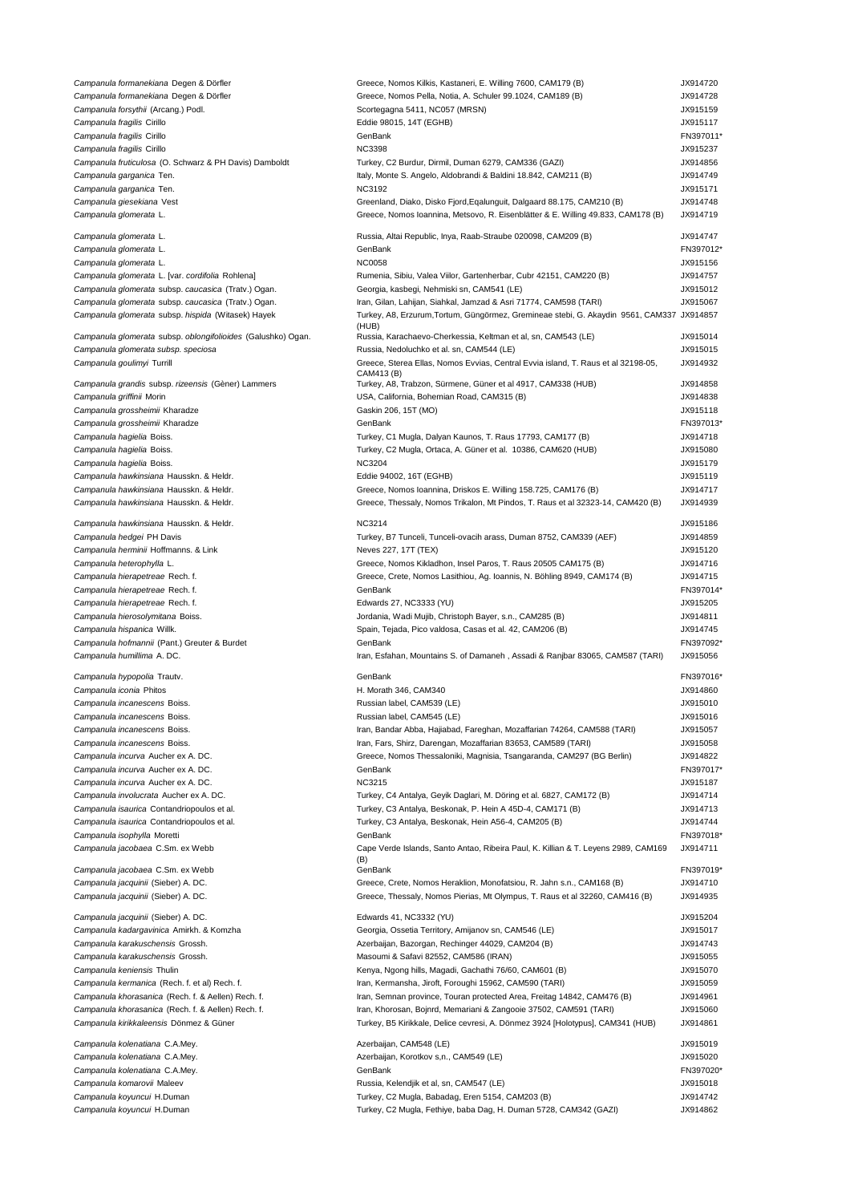| | | |
|---|---|---|
| *Campanula formanekiana* Degen & Dörfler | Greece, Nomos Kilkis, Kastaneri, E. Willing 7600, CAM179 (B) | JX914720 |
| *Campanula formanekiana* Degen & Dörfler | Greece, Nomos Pella, Notia, A. Schuler 99.1024, CAM189 (B) | JX914728 |
| *Campanula forsythii* (Arcang.) Podl. | Scortegagna 5411, NC057 (MRSN) | JX915159 |
| *Campanula fragilis* Cirillo | Eddie 98015, 14T (EGHB) | JX915117 |
| *Campanula fragilis* Cirillo | GenBank | FN397011* |
| *Campanula fragilis* Cirillo | NC3398 | JX915237 |
| *Campanula fruticulosa* (O. Schwarz & PH Davis) Damboldt | Turkey, C2 Burdur, Dirmil, Duman 6279, CAM336 (GAZI) | JX914856 |
| *Campanula garganica* Ten. | Italy, Monte S. Angelo, Aldobrandi & Baldini 18.842, CAM211 (B) | JX914749 |
| *Campanula garganica* Ten. | NC3192 | JX915171 |
| *Campanula giesekiana* Vest | Greenland, Diako, Disko Fjord,Eqalunguit, Dalgaard 88.175, CAM210 (B) | JX914748 |
| *Campanula glomerata* L. | Greece, Nomos Ioannina, Metsovo, R. Eisenblätter & E. Willing 49.833, CAM178 (B) | JX914719 |
| *Campanula glomerata* L. | Russia, Altai Republic, Inya, Raab-Straube 020098, CAM209 (B) | JX914747 |
| *Campanula glomerata* L. | GenBank | FN397012* |
| *Campanula glomerata* L. | NC0058 | JX915156 |
| *Campanula glomerata* L. [var. *cordifolia* Rohlena] | Rumenia, Sibiu, Valea Viilor, Gartenherbar, Cubr 42151, CAM220 (B) | JX914757 |
| *Campanula glomerata* subsp. *caucasica* (Tratv.) Ogan. | Georgia, kasbegi, Nehmiski sn, CAM541 (LE) | JX915012 |
| *Campanula glomerata* subsp. *caucasica* (Tratv.) Ogan. | Iran, Gilan, Lahijan, Siahkal, Jamzad & Asri 71774, CAM598 (TARI) | JX915067 |
| *Campanula glomerata* subsp. *hispida* (Witasek) Hayek | Turkey, A8, Erzurum,Tortum, Güngörmez, Gremineae stebi, G. Akaydin 9561, CAM337 (HUB) | JX914857 |
| *Campanula glomerata* subsp. *oblongifolioides* (Galushko) Ogan. | Russia, Karachaevo-Cherkessia, Keltman et al, sn, CAM543 (LE) | JX915014 |
| *Campanula glomerata subsp. speciosa* | Russia, Nedoluchko et al. sn, CAM544 (LE) | JX915015 |
| *Campanula goulimyi* Turrill | Greece, Sterea Ellas, Nomos Evvias, Central Evvia island, T. Raus et al 32198-05, CAM413 (B) | JX914932 |
| *Campanula grandis* subsp. *rizeensis* (Gèner) Lammers | Turkey, A8, Trabzon, Sürmene, Güner et al 4917, CAM338 (HUB) | JX914858 |
| *Campanula griffinii* Morin | USA, California, Bohemian Road, CAM315 (B) | JX914838 |
| *Campanula grossheimii* Kharadze | Gaskin 206, 15T (MO) | JX915118 |
| *Campanula grossheimii* Kharadze | GenBank | FN397013* |
| *Campanula hagielia* Boiss. | Turkey, C1 Mugla, Dalyan Kaunos, T. Raus 17793, CAM177 (B) | JX914718 |
| *Campanula hagielia* Boiss. | Turkey, C2 Mugla, Ortaca, A. Güner et al. 10386, CAM620 (HUB) | JX915080 |
| *Campanula hagielia* Boiss. | NC3204 | JX915179 |
| *Campanula hawkinsiana* Hausskn. & Heldr. | Eddie 94002, 16T (EGHB) | JX915119 |
| *Campanula hawkinsiana* Hausskn. & Heldr. | Greece, Nomos Ioannina, Driskos E. Willing 158.725, CAM176 (B) | JX914717 |
| *Campanula hawkinsiana* Hausskn. & Heldr. | Greece, Thessaly, Nomos Trikalon, Mt Pindos, T. Raus et al 32323-14, CAM420 (B) | JX914939 |
| *Campanula hawkinsiana* Hausskn. & Heldr. | NC3214 | JX915186 |
| *Campanula hedgei* PH Davis | Turkey, B7 Tunceli, Tunceli-ovacih arass, Duman 8752, CAM339 (AEF) | JX914859 |
| *Campanula herminii* Hoffmanns. & Link | Neves 227, 17T (TEX) | JX915120 |
| *Campanula heterophylla* L. | Greece, Nomos Kikladhon, Insel Paros, T. Raus 20505 CAM175 (B) | JX914716 |
| *Campanula hierapetreae* Rech. f. | Greece, Crete, Nomos Lasithiou, Ag. Ioannis, N. Böhling 8949, CAM174 (B) | JX914715 |
| *Campanula hierapetreae* Rech. f. | GenBank | FN397014* |
| *Campanula hierapetreae* Rech. f. | Edwards 27, NC3333 (YU) | JX915205 |
| *Campanula hierosolymitana* Boiss. | Jordania, Wadi Mujib, Christoph Bayer, s.n., CAM285 (B) | JX914811 |
| *Campanula hispanica* Willk. | Spain, Tejada, Pico valdosa, Casas et al. 42, CAM206 (B) | JX914745 |
| *Campanula hofmannii* (Pant.) Greuter & Burdet | GenBank | FN397092* |
| *Campanula humillima* A. DC. | Iran, Esfahan, Mountains S. of Damaneh , Assadi & Ranjbar 83065, CAM587 (TARI) | JX915056 |
| *Campanula hypopolia* Trautv. | GenBank | FN397016* |
| *Campanula iconia* Phitos | H. Morath 346, CAM340 | JX914860 |
| *Campanula incanescens* Boiss. | Russian label, CAM539 (LE) | JX915010 |
| *Campanula incanescens* Boiss. | Russian label, CAM545 (LE) | JX915016 |
| *Campanula incanescens* Boiss. | Iran, Bandar Abba, Hajiabad, Fareghan, Mozaffarian 74264, CAM588 (TARI) | JX915057 |
| *Campanula incanescens* Boiss. | Iran, Fars, Shirz, Darengan, Mozaffarian 83653, CAM589 (TARI) | JX915058 |
| *Campanula incurva* Aucher ex A. DC. | Greece, Nomos Thessaloniki, Magnisia, Tsangaranda, CAM297 (BG Berlin) | JX914822 |
| *Campanula incurva* Aucher ex A. DC. | GenBank | FN397017* |
| *Campanula incurva* Aucher ex A. DC. | NC3215 | JX915187 |
| *Campanula involucrata* Aucher ex A. DC. | Turkey, C4 Antalya, Geyik Daglari, M. Döring et al. 6827, CAM172 (B) | JX914714 |
| *Campanula isaurica* Contandriopoulos et al. | Turkey, C3 Antalya, Beskonak, P. Hein A 45D-4, CAM171 (B) | JX914713 |
| *Campanula isaurica* Contandriopoulos et al. | Turkey, C3 Antalya, Beskonak, Hein A56-4, CAM205 (B) | JX914744 |
| *Campanula isophylla* Moretti | GenBank | FN397018* |
| *Campanula jacobaea* C.Sm. ex Webb | Cape Verde Islands, Santo Antao, Ribeira Paul, K. Killian & T. Leyens 2989, CAM169 (B) | JX914711 |
| *Campanula jacobaea* C.Sm. ex Webb | GenBank | FN397019* |
| *Campanula jacquinii* (Sieber) A. DC. | Greece, Crete, Nomos Heraklion, Monofatsiou, R. Jahn s.n., CAM168 (B) | JX914710 |
| *Campanula jacquinii* (Sieber) A. DC. | Greece, Thessaly, Nomos Pierias, Mt Olympus, T. Raus et al 32260, CAM416 (B) | JX914935 |
| *Campanula jacquinii* (Sieber) A. DC. | Edwards 41, NC3332 (YU) | JX915204 |
| *Campanula kadargavinica* Amirkh. & Komzha | Georgia, Ossetia Territory, Amijanov sn, CAM546 (LE) | JX915017 |
| *Campanula karakuschensis* Grossh. | Azerbaijan, Bazorgan, Rechinger 44029, CAM204 (B) | JX914743 |
| *Campanula karakuschensis* Grossh. | Masoumi & Safavi 82552, CAM586 (IRAN) | JX915055 |
| *Campanula keniensis* Thulin | Kenya, Ngong hills, Magadi, Gachathi 76/60, CAM601 (B) | JX915070 |
| *Campanula kermanica* (Rech. f. et al) Rech. f. | Iran, Kermansha, Jiroft, Foroughi 15962, CAM590 (TARI) | JX915059 |
| *Campanula khorasanica* (Rech. f. & Aellen) Rech. f. | Iran, Semnan province, Touran protected Area, Freitag 14842, CAM476 (B) | JX914961 |
| *Campanula khorasanica* (Rech. f. & Aellen) Rech. f. | Iran, Khorosan, Bojnrd, Memariani & Zangooie 37502, CAM591 (TARI) | JX915060 |
| *Campanula kirikkaleensis* Dönmez & Güner | Turkey, B5 Kirikkale, Delice cevresi, A. Dönmez 3924 [Holotypus], CAM341 (HUB) | JX914861 |
| *Campanula kolenatiana* C.A.Mey. | Azerbaijan, CAM548 (LE) | JX915019 |
| *Campanula kolenatiana* C.A.Mey. | Azerbaijan, Korotkov s,n., CAM549 (LE) | JX915020 |
| *Campanula kolenatiana* C.A.Mey. | GenBank | FN397020* |
| *Campanula komarovii* Maleev | Russia, Kelendjik et al, sn, CAM547 (LE) | JX915018 |
| *Campanula koyuncui* H.Duman | Turkey, C2 Mugla, Babadag, Eren 5154, CAM203 (B) | JX914742 |
| *Campanula koyuncui* H.Duman | Turkey, C2 Mugla, Fethiye, baba Dag, H. Duman 5728, CAM342 (GAZI) | JX914862 |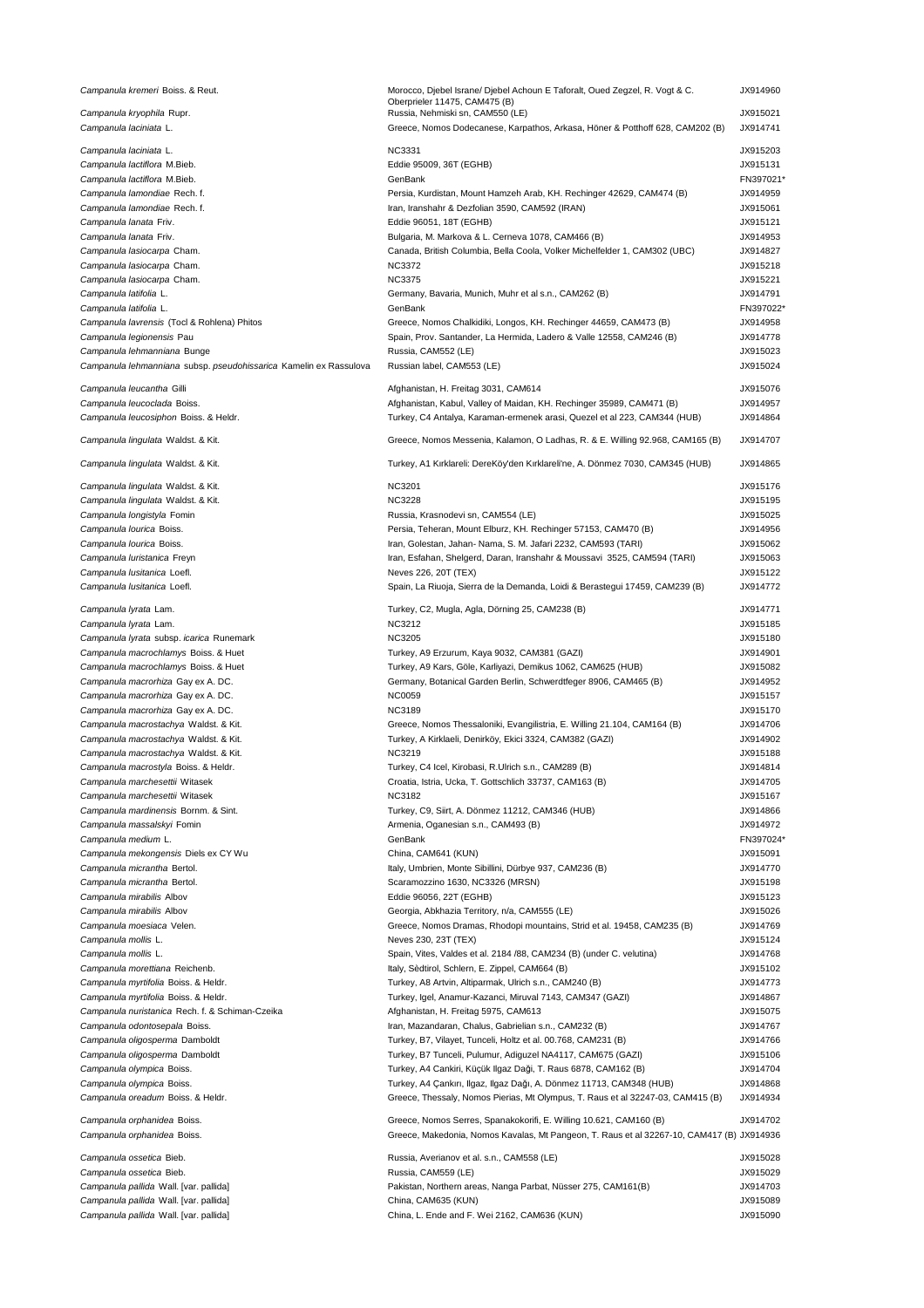| | | |
|---|---|---|
| *Campanula kremeri* Boiss. & Reut. | Morocco, Djebel Israne/ Djebel Achoun E Taforalt, Oued Zegzel, R. Vogt & C. Oberprieler 11475, CAM475 (B) | JX914960 |
| *Campanula kryophila* Rupr. | Russia, Nehmiski sn, CAM550 (LE) | JX915021 |
| *Campanula laciniata* L. | Greece, Nomos Dodecanese, Karpathos, Arkasa, Höner & Potthoff 628, CAM202 (B) | JX914741 |
| *Campanula laciniata* L. | NC3331 | JX915203 |
| *Campanula lactiflora* M.Bieb. | Eddie 95009, 36T (EGHB) | JX915131 |
| *Campanula lactiflora* M.Bieb. | GenBank | FN397021* |
| *Campanula lamondiae* Rech. f. | Persia, Kurdistan, Mount Hamzeh Arab, KH. Rechinger 42629, CAM474 (B) | JX914959 |
| *Campanula lamondiae* Rech. f. | Iran, Iranshahr & Dezfolian 3590, CAM592 (IRAN) | JX915061 |
| *Campanula lanata* Friv. | Eddie 96051, 18T (EGHB) | JX915121 |
| *Campanula lanata* Friv. | Bulgaria, M. Markova & L. Cerneva 1078, CAM466 (B) | JX914953 |
| *Campanula lasiocarpa* Cham. | Canada, British Columbia, Bella Coola, Volker Michelfelder 1, CAM302 (UBC) | JX914827 |
| *Campanula lasiocarpa* Cham. | NC3372 | JX915218 |
| *Campanula lasiocarpa* Cham. | NC3375 | JX915221 |
| *Campanula latifolia* L. | Germany, Bavaria, Munich, Muhr et al s.n., CAM262 (B) | JX914791 |
| *Campanula latifolia* L. | GenBank | FN397022* |
| *Campanula lavrensis* (Tocl & Rohlena) Phitos | Greece, Nomos Chalkidiki, Longos, KH. Rechinger 44659, CAM473 (B) | JX914958 |
| *Campanula legionensis* Pau | Spain, Prov. Santander, La Hermida, Ladero & Valle 12558, CAM246 (B) | JX914778 |
| *Campanula lehmanniana* Bunge | Russia, CAM552 (LE) | JX915023 |
| *Campanula lehmanniana* subsp. *pseudohissarica* Kamelin ex Rassulova | Russian label, CAM553 (LE) | JX915024 |
| *Campanula leucantha* Gilli | Afghanistan, H. Freitag 3031, CAM614 | JX915076 |
| *Campanula leucoclada* Boiss. | Afghanistan, Kabul, Valley of Maidan, KH. Rechinger 35989, CAM471 (B) | JX914957 |
| *Campanula leucosiphon* Boiss. & Heldr. | Turkey, C4 Antalya, Karaman-ermenek arasi, Quezel et al 223, CAM344 (HUB) | JX914864 |
| *Campanula lingulata* Waldst. & Kit. | Greece, Nomos Messenia, Kalamon, O Ladhas, R. & E. Willing 92.968, CAM165 (B) | JX914707 |
| *Campanula lingulata* Waldst. & Kit. | Turkey, A1 Kırklareli: DereKöy'den Kırklareli'ne, A. Dönmez 7030, CAM345 (HUB) | JX914865 |
| *Campanula lingulata* Waldst. & Kit. | NC3201 | JX915176 |
| *Campanula lingulata* Waldst. & Kit. | NC3228 | JX915195 |
| *Campanula longistyla* Fomin | Russia, Krasnodevi sn, CAM554 (LE) | JX915025 |
| *Campanula lourica* Boiss. | Persia, Teheran, Mount Elburz, KH. Rechinger 57153, CAM470 (B) | JX914956 |
| *Campanula lourica* Boiss. | Iran, Golestan, Jahan- Nama, S. M. Jafari 2232, CAM593 (TARI) | JX915062 |
| *Campanula luristanica* Freyn | Iran, Esfahan, Shelgerd, Daran, Iranshahr & Moussavi 3525, CAM594 (TARI) | JX915063 |
| *Campanula lusitanica* Loefl. | Neves 226, 20T (TEX) | JX915122 |
| *Campanula lusitanica* Loefl. | Spain, La Riuoja, Sierra de la Demanda, Loidi & Berastegui 17459, CAM239 (B) | JX914772 |
| *Campanula lyrata* Lam. | Turkey, C2, Mugla, Agla, Dörning 25, CAM238 (B) | JX914771 |
| *Campanula lyrata* Lam. | NC3212 | JX915185 |
| *Campanula lyrata* subsp. *icarica* Runemark | NC3205 | JX915180 |
| *Campanula macrochlamys* Boiss. & Huet | Turkey, A9 Erzurum, Kaya 9032, CAM381 (GAZI) | JX914901 |
| *Campanula macrochlamys* Boiss. & Huet | Turkey, A9 Kars, Göle, Karliyazi, Demikus 1062, CAM625 (HUB) | JX915082 |
| *Campanula macrorhiza* Gay ex A. DC. | Germany, Botanical Garden Berlin, Schwerdtfeger 8906, CAM465 (B) | JX914952 |
| *Campanula macrorhiza* Gay ex A. DC. | NC0059 | JX915157 |
| *Campanula macrorhiza* Gay ex A. DC. | NC3189 | JX915170 |
| *Campanula macrostachya* Waldst. & Kit. | Greece, Nomos Thessaloniki, Evangilistria, E. Willing 21.104, CAM164 (B) | JX914706 |
| *Campanula macrostachya* Waldst. & Kit. | Turkey, A Kirklaeli, Denirköy, Ekici 3324, CAM382 (GAZI) | JX914902 |
| *Campanula macrostachya* Waldst. & Kit. | NC3219 | JX915188 |
| *Campanula macrostyla* Boiss. & Heldr. | Turkey, C4 Icel, Kirobasi, R.Ulrich s.n., CAM289 (B) | JX914814 |
| *Campanula marchesettii* Witasek | Croatia, Istria, Ucka, T. Gottschlich 33737, CAM163 (B) | JX914705 |
| *Campanula marchesettii* Witasek | NC3182 | JX915167 |
| *Campanula mardinensis* Bornm. & Sint. | Turkey, C9, Siirt, A. Dönmez 11212, CAM346 (HUB) | JX914866 |
| *Campanula massalskyi* Fomin | Armenia, Oganesian s.n., CAM493 (B) | JX914972 |
| *Campanula medium* L. | GenBank | FN397024* |
| *Campanula mekongensis* Diels ex CY Wu | China, CAM641 (KUN) | JX915091 |
| *Campanula micrantha* Bertol. | Italy, Umbrien, Monte Sibillini, Dürbye 937, CAM236 (B) | JX914770 |
| *Campanula micrantha* Bertol. | Scaramozzino 1630, NC3326 (MRSN) | JX915198 |
| *Campanula mirabilis* Albov | Eddie 96056, 22T (EGHB) | JX915123 |
| *Campanula mirabilis* Albov | Georgia, Abkhazia Territory, n/a, CAM555 (LE) | JX915026 |
| *Campanula moesiaca* Velen. | Greece, Nomos Dramas, Rhodopi mountains, Strid et al. 19458, CAM235 (B) | JX914769 |
| *Campanula mollis* L. | Neves 230, 23T (TEX) | JX915124 |
| *Campanula mollis* L. | Spain, Vites, Valdes et al. 2184 /88, CAM234 (B) (under C. velutina) | JX914768 |
| *Campanula morettiana* Reichenb. | Italy, Sѐdtirol, Schlern, E. Zippel, CAM664 (B) | JX915102 |
| *Campanula myrtifolia* Boiss. & Heldr. | Turkey, A8 Artvin, Altiparmak, Ulrich s.n., CAM240 (B) | JX914773 |
| *Campanula myrtifolia* Boiss. & Heldr. | Turkey, Igel, Anamur-Kazanci, Miruval 7143, CAM347 (GAZI) | JX914867 |
| *Campanula nuristanica* Rech. f. & Schiman-Czeika | Afghanistan, H. Freitag 5975, CAM613 | JX915075 |
| *Campanula odontosepala* Boiss. | Iran, Mazandaran, Chalus, Gabrielian s.n., CAM232 (B) | JX914767 |
| *Campanula oligosperma* Damboldt | Turkey, B7, Vilayet, Tunceli, Holtz et al. 00.768, CAM231 (B) | JX914766 |
| *Campanula oligosperma* Damboldt | Turkey, B7 Tunceli, Pulumur, Adiguzel NA4117, CAM675 (GAZI) | JX915106 |
| *Campanula olympica* Boiss. | Turkey, A4 Cankiri, Küçük Ilgaz Daği, T. Raus 6878, CAM162 (B) | JX914704 |
| *Campanula olympica* Boiss. | Turkey, A4 Çankırı, Ilgaz, Ilgaz Daği, A. Dönmez 11713, CAM348 (HUB) | JX914868 |
| *Campanula oreadum* Boiss. & Heldr. | Greece, Thessaly, Nomos Pierias, Mt Olympus, T. Raus et al 32247-03, CAM415 (B) | JX914934 |
| *Campanula orphanidea* Boiss. | Greece, Nomos Serres, Spanakokorifi, E. Willing 10.621, CAM160 (B) | JX914702 |
| *Campanula orphanidea* Boiss. | Greece, Makedonia, Nomos Kavalas, Mt Pangeon, T. Raus et al 32267-10, CAM417 (B) | JX914936 |
| *Campanula ossetica* Bieb. | Russia, Averianov et al. s.n., CAM558 (LE) | JX915028 |
| *Campanula ossetica* Bieb. | Russia, CAM559 (LE) | JX915029 |
| *Campanula pallida* Wall. [var. pallida] | Pakistan, Northern areas, Nanga Parbat, Nüsser 275, CAM161(B) | JX914703 |
| *Campanula pallida* Wall. [var. pallida] | China, CAM635 (KUN) | JX915089 |
| *Campanula pallida* Wall. [var. pallida] | China, L. Ende and F. Wei 2162, CAM636 (KUN) | JX915090 |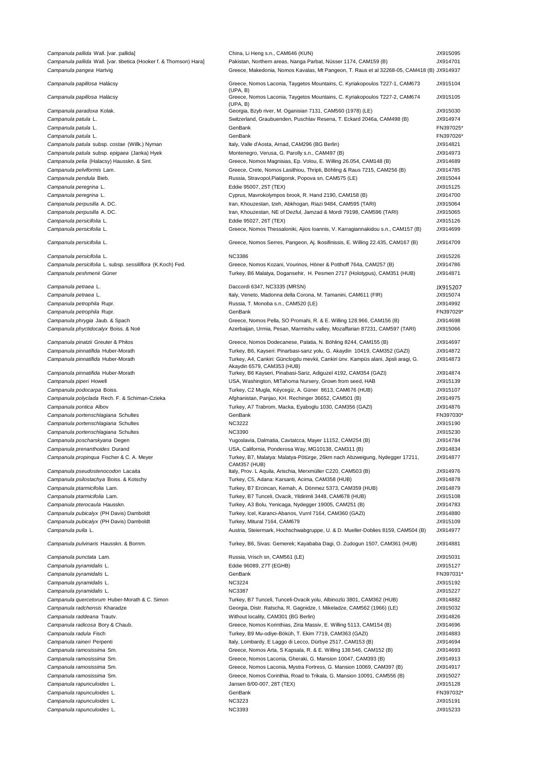| | | |
|---|---|---|
| *Campanula pallida* Wall. [var. pallida] | China, Li Heng s.n., CAM646 (KUN) | JX915095 |
| *Campanula pallida* Wall. [var. tibetica (Hooker f. & Thomson) Hara] | Pakistan, Northern areas, Nanga Parbat, Nüsser 1174, CAM159 (B) | JX914701 |
| *Campanula pangea* Hartvig | Greece, Makedonia, Nomos Kavalas, Mt Pangeon, T. Raus et al 32268-05, CAM418 (B) | JX914937 |
| *Campanula papillosa* Halácsy | Greece, Nomos Laconia, Taygetos Mountains, C. Kyriakopoulos T227-1, CAM673 (UPA, B) | JX915104 |
| *Campanula papillosa* Halácsy | Greece, Nomos Laconia, Taygetos Mountains, C. Kyriakopoulos T227-2, CAM674 (UPA, B) | JX915105 |
| *Campanula paradoxa* Kolak. | Georgia, Bzyb river, M. Oganisian 7131, CAM560 (1978) (LE) | JX915030 |
| *Campanula patula* L. | Switzerland, Graubuenden, Puschlav Resena, T. Eckard 2046a, CAM498 (B) | JX914974 |
| *Campanula patula* L. | GenBank | FN397025* |
| *Campanula patula* L. | GenBank | FN397026* |
| *Campanula patula* subsp. *costae* (Willk.) Nyman | Italy, Valle d'Aosta, Arnad, CAM296 (BG Berlin) | JX914821 |
| *Campanula patula* subsp. *epigaea* (Janka) Hyek | Montenegro, Verusa, G. Parolly s.n., CAM497 (B) | JX914973 |
| *Campanula pelia* (Halacsy) Hausskn. & Sint. | Greece, Nomos Magnisias, Ep. Volou, E. Willing 26.054, CAM148 (B) | JX914689 |
| *Campanula pelviformis* Lam. | Greece, Crete, Nomos Lasithiou, Thripti, Böhling & Raus 7215, CAM256 (B) | JX914785 |
| *Campanula pendula* Bieb. | Russia, Stravopol,Piatigorsk, Popova sn, CAM575 (LE) | JX915044 |
| *Campanula peregrina* L. | Eddie 95007, 25T (TEX) | JX915125 |
| *Campanula peregrina* L. | Cyprus, Mavrokolympos brook, R. Hand 2190, CAM158 (B) | JX914700 |
| *Campanula perpusilla* A. DC. | Iran, Khouzestan, Izeh, Abkhogan, Riazi 9484, CAM595 (TARI) | JX915064 |
| *Campanula perpusilla* A. DC. | Iran, Khouzestan, NE of Dezful, Jamzad & Mordi 79198, CAM596 (TARI) | JX915065 |
| *Campanula persicifolia* L. | Eddie 95027, 26T (TEX) | JX915126 |
| *Campanula persicifolia* L. | Greece, Nomos Thessaloniki, Ajios Ioannis, V. Karragiannakidou s.n., CAM157 (B) | JX914699 |
| *Campanula persicifolia* L. | Greece, Nomos Serres, Pangeon, Aj. Ikosifinissis, E. Willing 22.435, CAM167 (B) | JX914709 |
| *Campanula persicifolia* L. | NC3386 | JX915226 |
| *Campanula persicifolia* L. subsp. *sessiliflora* (K.Koch) Fed. | Greece, Nomos Kozani, Vourinos, Höner & Potthoff 764a, CAM257 (B) | JX914786 |
| *Campanula peshmenii* Güner | Turkey, B6 Malatya, Dogansehir, H. Pesmen 2717 (Holotypus), CAM351 (HUB) | JX914871 |
| *Campanula petraea* L. | Daccordi 6347, NC3335 (MRSN) | JX915207 |
| *Campanula petraea* L. | Italy, Veneto, Madonna della Corona, M. Tamanini, CAM611 (FIR) | JX915074 |
| *Campanula petrophila* Rupr. | Russia, T. Monoba s.n., CAM520 (LE) | JX914992 |
| *Campanula petrophila* Rupr. | GenBank | FN397029* |
| *Campanula phrygia* Jaub. & Spach | Greece, Nomos Pella, SO Promahi, R. & E. Willing 128.966, CAM156 (B) | JX914698 |
| *Campanula phyctidocalyx* Boiss. & Noë | Azerbaijan, Urmia, Pesan, Marmishu valley, Mozaffarian 87231, CAM597 (TARI) | JX915066 |
| *Campanula pinatzii* Greuter & Phitos | Greece, Nomos Dodecanese, Palatia, N. Böhling 8244, CAM155 (B) | JX914697 |
| *Campanula pinnatifida* Huber-Morath | Turkey, B6, Kayseri: Pinarbasi-sanz yolu, G. Akaydin 10419, CAM352 (GAZI) | JX914872 |
| *Campanula pinnatifida* Huber-Morath | Turkey, A4, Cankiri: Günclogdu mevkii, Cankiri ünv. Kampüs alani, Jipsli aragi, G. Akaydin 6579, CAM353 (HUB) | JX914873 |
| *Campanula pinnatifida* Huber-Morath | Turkey, B6 Kayseri, Pinabasi-Sariz, Adiguzel 4192, CAM354 (GAZI) | JX914874 |
| *Campanula piperi* Howell | USA, Washington, MtTahoma Nursery, Grown from seed, HAB | JX915139 |
| *Campanula podocarpa* Boiss. | Turkey, C2 Mugla, Köycegiz, A. Güner 8613, CAM676 (HUB) | JX915107 |
| *Campanula polyclada* Rech. F. & Schiman-Czieka | Afghanistan, Panjao, KH. Rechinger 36652, CAM501 (B) | JX914975 |
| *Campanula pontica* Albov | Turkey, A7 Trabrom, Macka, Eyaboglu 1030, CAM356 (GAZI) | JX914876 |
| *Campanula portenschlagiana* Schultes | GenBank | FN397030* |
| *Campanula portenschlagiana* Schultes | NC3222 | JX915190 |
| *Campanula portenschlagiana* Schultes | NC3390 | JX915230 |
| *Campanula poscharskyana* Degen | Yugoslavia, Dalmatia, Cavtatcca, Mayer 11152, CAM254 (B) | JX914784 |
| *Campanula prenanthoides* Durand | USA, California, Ponderosa Way, MG10138, CAM311 (B) | JX914834 |
| *Campanula propinqua* Fischer & C. A. Meyer | Turkey, B7, Malatya: Malatya-Pötürge, 26km nach Abzweigung, Nydegger 17211, CAM357 (HUB) | JX914877 |
| *Campanula pseudostenocodon* Lacaita | Italy, Prov. L Aquila, Arischia, Merxmüller C220, CAM503 (B) | JX914976 |
| *Campanula psilostachya* Boiss. & Kotschy | Turkey, C5, Adana: Karsanti, Acima, CAM358 (HUB) | JX914878 |
| *Campanula ptarmicifolia* Lam. | Turkey, B7 Ercincan, Kemah, A. Dönmez 5373, CAM359 (HUB) | JX914879 |
| *Campanula ptarmicifolia* Lam. | Turkey, B7 Tunceli, Ovacik, Yildirimli 3448, CAM678 (HUB) | JX915108 |
| *Campanula pterocaula* Hausskn. | Turkey, A3 Bolu, Yenicaga, Nydegger 19005, CAM251 (B) | JX914783 |
| *Campanula pubicalyx* (PH Davis) Damboldt | Turkey, Icel, Karanci-Abanos, Vurnl 7164, CAM360 (GAZI) | JX914880 |
| *Campanula pubicalyx* (PH Davis) Damboldt | Turkey, Mitural 7164, CAM679 | JX915109 |
| *Campanula pulla* L. | Austria, Steiermark, Hochschwabgruppe, U. & D. Mueller-Doblies 8159, CAM504 (B) | JX914977 |
| *Campanula pulvinaris* Hausskn. & Bornm. | Turkey, B6, Sivas: Gemerek; Kayababa Dagi, O. Zudogun 1507, CAM361 (HUB) | JX914881 |
| *Campanula punctata* Lam. | Russia, Vrisch sn, CAM561 (LE) | JX915031 |
| *Campanula pyramidalis* L. | Eddie 96089, 27T (EGHB) | JX915127 |
| *Campanula pyramidalis* L. | GenBank | FN397031* |
| *Campanula pyramidalis* L. | NC3224 | JX915192 |
| *Campanula pyramidalis* L. | NC3387 | JX915227 |
| *Campanula quercetorum* Huber-Morath & C. Simon | Turkey, B7 Tunceli, Tunceli-Ovacik yolu, Albinozlü 3801, CAM362 (HUB) | JX914882 |
| *Campanula radchensis* Kharadze | Georgia, Distr. Ratscha, R. Gagnidze, I. Mikeladze, CAM562 (1966) (LE) | JX915032 |
| *Campanula raddeana* Trautv. | Without locality, CAM301 (BG Berlin) | JX914826 |
| *Campanula radicosa* Bory & Chaub. | Greece, Nomos Korinthias, Ziria Massiv, E. Willing 5113, CAM154 (B) | JX914696 |
| *Campanula radula* Fisch | Turkey, B9 Mu-odiye-Böküh, T. Ekim 7719, CAM363 (GAZI) | JX914883 |
| *Campanula raineri* Perpenti | Italy, Lombardy, E Laggo di Lecco, Dürbye 2517, CAM153 (B) | JX914694 |
| *Campanula ramosissima* Sm. | Greece, Nomos Arta, S Kapsala, R. & E. Willing 138.546, CAM152 (B) | JX914693 |
| *Campanula ramosissima* Sm. | Greece, Nomos Laconia, Gheraki, G. Mansion 10047, CAM393 (B) | JX914913 |
| *Campanula ramosissima* Sm. | Greece, Nomos Laconia, Mystra Fortress, G. Mansion 10069, CAM397 (B) | JX914917 |
| *Campanula ramosissima* Sm. | Greece, Nomos Corinthia, Road to Trikala, G. Mansion 10091, CAM556 (B) | JX915027 |
| *Campanula rapunculoides* L. | Jansen 8/00-007, 28T (TEX) | JX915128 |
| *Campanula rapunculoides* L. | GenBank | FN397032* |
| *Campanula rapunculoides* L. | NC3223 | JX915191 |
| *Campanula rapunculoides* L. | NC3393 | JX915233 |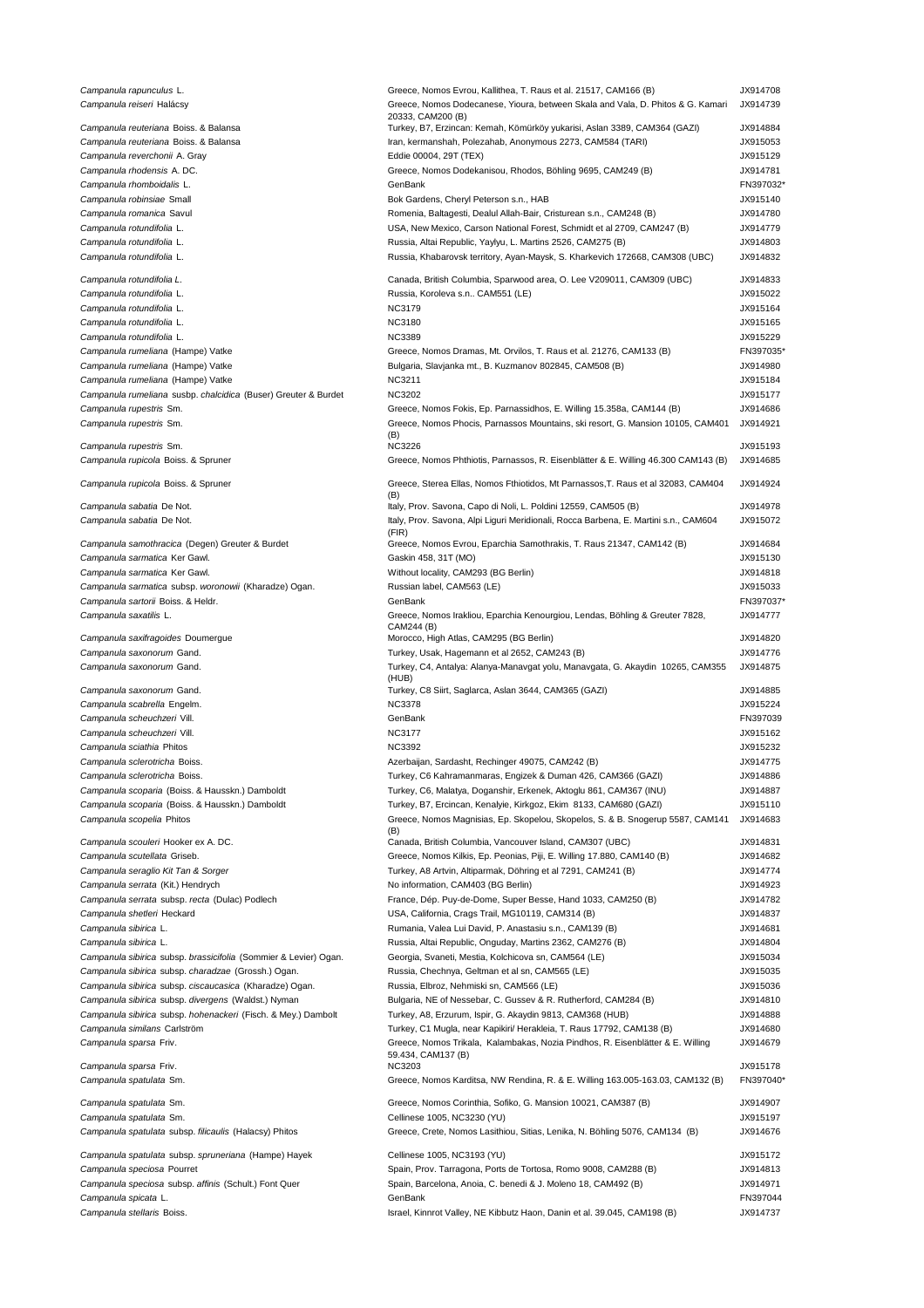| | | |
|---|---|---|
| *Campanula rapunculus* L. | Greece, Nomos Evrou, Kallithea, T. Raus et al. 21517, CAM166 (B) | JX914708 |
| *Campanula reiseri* Halácsy | Greece, Nomos Dodecanese, Yioura, between Skala and Vala, D. Phitos & G. Kamari 20333, CAM200 (B) | JX914739 |
| *Campanula reuteriana* Boiss. & Balansa | Turkey, B7, Erzincan: Kemah, Kömürköy yukarisi, Aslan 3389, CAM364 (GAZI) | JX914884 |
| *Campanula reuteriana* Boiss. & Balansa | Iran, kermanshah, Polezahab, Anonymous 2273, CAM584 (TARI) | JX915053 |
| *Campanula reverchonii* A. Gray | Eddie 00004, 29T (TEX) | JX915129 |
| *Campanula rhodensis* A. DC. | Greece, Nomos Dodekanisou, Rhodos, Böhling 9695, CAM249 (B) | JX914781 |
| *Campanula rhomboidalis* L. | GenBank | FN397032* |
| *Campanula robinsiae* Small | Bok Gardens, Cheryl Peterson s.n., HAB | JX915140 |
| *Campanula romanica* Savul | Romenia, Baltagesti, Dealul Allah-Bair, Cristurean s.n., CAM248 (B) | JX914780 |
| *Campanula rotundifolia* L. | USA, New Mexico, Carson National Forest, Schmidt et al 2709, CAM247 (B) | JX914779 |
| *Campanula rotundifolia* L. | Russia, Altai Republic, Yaylyu, L. Martins 2526, CAM275 (B) | JX914803 |
| *Campanula rotundifolia* L. | Russia, Khabarovsk territory, Ayan-Maysk, S. Kharkevich 172668, CAM308 (UBC) | JX914832 |
| *Campanula rotundifolia L.* | Canada, British Columbia, Sparwood area, O. Lee V209011, CAM309 (UBC) | JX914833 |
| *Campanula rotundifolia* L. | Russia, Koroleva s.n.. CAM551 (LE) | JX915022 |
| *Campanula rotundifolia* L. | NC3179 | JX915164 |
| *Campanula rotundifolia* L. | NC3180 | JX915165 |
| *Campanula rotundifolia* L. | NC3389 | JX915229 |
| *Campanula rumeliana* (Hampe) Vatke | Greece, Nomos Dramas, Mt. Orvilos, T. Raus et al. 21276, CAM133 (B) | FN397035* |
| *Campanula rumeliana* (Hampe) Vatke | Bulgaria, Slavjanka mt., B. Kuzmanov 802845, CAM508 (B) | JX914980 |
| *Campanula rumeliana* (Hampe) Vatke | NC3211 | JX915184 |
| *Campanula rumeliana* subsp. *chalcidica* (Buser) Greuter & Burdet | NC3202 | JX915177 |
| *Campanula rupestris* Sm. | Greece, Nomos Fokis, Ep. Parnassidhos, E. Willing 15.358a, CAM144 (B) | JX914686 |
| *Campanula rupestris* Sm. | Greece, Nomos Phocis, Parnassos Mountains, ski resort, G. Mansion 10105, CAM401 (B) | JX914921 |
| *Campanula rupestris* Sm. | NC3226 | JX915193 |
| *Campanula rupicola* Boiss. & Spruner | Greece, Nomos Phthiotis, Parnassos, R. Eisenblätter & E. Willing 46.300 CAM143 (B) | JX914685 |
| *Campanula rupicola* Boiss. & Spruner | Greece, Sterea Ellas, Nomos Fthiotidos, Mt Parnassos,T. Raus et al 32083, CAM404 (B) | JX914924 |
| *Campanula sabatia* De Not. | Italy, Prov. Savona, Capo di Noli, L. Poldini 12559, CAM505 (B) | JX914978 |
| *Campanula sabatia* De Not. | Italy, Prov. Savona, Alpi Liguri Meridionali, Rocca Barbena, E. Martini s.n., CAM604 (FIR) | JX915072 |
| *Campanula samothracica* (Degen) Greuter & Burdet | Greece, Nomos Evrou, Eparchia Samothrakis, T. Raus 21347, CAM142 (B) | JX914684 |
| *Campanula sarmatica* Ker Gawl. | Gaskin 458, 31T (MO) | JX915130 |
| *Campanula sarmatica* Ker Gawl. | Without locality, CAM293 (BG Berlin) | JX914818 |
| *Campanula sarmatica* subsp. *woronowii* (Kharadze) Ogan. | Russian label, CAM563 (LE) | JX915033 |
| *Campanula sartorii* Boiss. & Heldr. | GenBank | FN397037* |
| *Campanula saxatilis* L. | Greece, Nomos Irakliou, Eparchia Kenourgiou, Lendas, Böhling & Greuter 7828, CAM244 (B) | JX914777 |
| *Campanula saxifragoides* Doumergue | Morocco, High Atlas, CAM295 (BG Berlin) | JX914820 |
| *Campanula saxonorum* Gand. | Turkey, Usak, Hagemann et al 2652, CAM243 (B) | JX914776 |
| *Campanula saxonorum* Gand. | Turkey, C4, Antalya: Alanya-Manavgat yolu, Manavgata, G. Akaydin 10265, CAM355 (HUB) | JX914875 |
| *Campanula saxonorum* Gand. | Turkey, C8 Siirt, Saglarca, Aslan 3644, CAM365 (GAZI) | JX914885 |
| *Campanula scabrella* Engelm. | NC3378 | JX915224 |
| *Campanula scheuchzeri* Vill. | GenBank | FN397039 |
| *Campanula scheuchzeri* Vill. | NC3177 | JX915162 |
| *Campanula sciathia* Phitos | NC3392 | JX915232 |
| *Campanula sclerotricha* Boiss. | Azerbaijan, Sardasht, Rechinger 49075, CAM242 (B) | JX914775 |
| *Campanula sclerotricha* Boiss. | Turkey, C6 Kahramanmaras, Engizek & Duman 426, CAM366 (GAZI) | JX914886 |
| *Campanula scoparia* (Boiss. & Hausskn.) Damboldt | Turkey, C6, Malatya, Doganshir, Erkenek, Aktoglu 861, CAM367 (INU) | JX914887 |
| *Campanula scoparia* (Boiss. & Hausskn.) Damboldt | Turkey, B7, Ercincan, Kenalyie, Kirkgoz, Ekim 8133, CAM680 (GAZI) | JX915110 |
| *Campanula scopelia* Phitos | Greece, Nomos Magnisias, Ep. Skopelou, Skopelos, S. & B. Snogerup 5587, CAM141 (B) | JX914683 |
| *Campanula scouleri* Hooker ex A. DC. | Canada, British Columbia, Vancouver Island, CAM307 (UBC) | JX914831 |
| *Campanula scutellata* Griseb. | Greece, Nomos Kilkis, Ep. Peonias, Piji, E. Willing 17.880, CAM140 (B) | JX914682 |
| *Campanula seraglio Kit Tan & Sorger* | Turkey, A8 Artvin, Altiparmak, Döhring et al 7291, CAM241 (B) | JX914774 |
| *Campanula serrata* (Kit.) Hendrych | No information, CAM403 (BG Berlin) | JX914923 |
| *Campanula serrata* subsp. *recta* (Dulac) Podlech | France, Dép. Puy-de-Dome, Super Besse, Hand 1033, CAM250 (B) | JX914782 |
| *Campanula shetleri* Heckard | USA, California, Crags Trail, MG10119, CAM314 (B) | JX914837 |
| *Campanula sibirica* L. | Rumania, Valea Lui David, P. Anastasiu s.n., CAM139 (B) | JX914681 |
| *Campanula sibirica* L. | Russia, Altai Republic, Onguday, Martins 2362, CAM276 (B) | JX914804 |
| *Campanula sibirica* subsp. *brassicifolia* (Sommier & Levier) Ogan. | Georgia, Svaneti, Mestia, Kolchicova sn, CAM564 (LE) | JX915034 |
| *Campanula sibirica* subsp. *charadzae* (Grossh.) Ogan. | Russia, Chechnya, Geltman et al sn, CAM565 (LE) | JX915035 |
| *Campanula sibirica* subsp. *ciscaucasica* (Kharadze) Ogan. | Russia, Elbroz, Nehmiski sn, CAM566 (LE) | JX915036 |
| *Campanula sibirica* subsp. *divergens* (Waldst.) Nyman | Bulgaria, NE of Nessebar, C. Gussev & R. Rutherford, CAM284 (B) | JX914810 |
| *Campanula sibirica* subsp. *hohenackeri* (Fisch. & Mey.) Dambolt | Turkey, A8, Erzurum, Ispir, G. Akaydin 9813, CAM368 (HUB) | JX914888 |
| *Campanula similans* Carlström | Turkey, C1 Mugla, near Kapikiri/ Herakleia, T. Raus 17792, CAM138 (B) | JX914680 |
| *Campanula sparsa* Friv. | Greece, Nomos Trikala, Kalambakas, Nozia Pindhos, R. Eisenblätter & E. Willing 59.434, CAM137 (B) | JX914679 |
| *Campanula sparsa* Friv. | NC3203 | JX915178 |
| *Campanula spatulata* Sm. | Greece, Nomos Karditsa, NW Rendina, R. & E. Willing 163.005-163.03, CAM132 (B) | FN397040* |
| *Campanula spatulata* Sm. | Greece, Nomos Corinthia, Sofiko, G. Mansion 10021, CAM387 (B) | JX914907 |
| *Campanula spatulata* Sm. | Cellinese 1005, NC3230 (YU) | JX915197 |
| *Campanula spatulata* subsp. *filicaulis* (Halacsy) Phitos | Greece, Crete, Nomos Lasithiou, Sitias, Lenika, N. Böhling 5076, CAM134 (B) | JX914676 |
| *Campanula spatulata* subsp. *spruneriana* (Hampe) Hayek | Cellinese 1005, NC3193 (YU) | JX915172 |
| *Campanula speciosa* Pourret | Spain, Prov. Tarragona, Ports de Tortosa, Romo 9008, CAM288 (B) | JX914813 |
| *Campanula speciosa* subsp. *affinis* (Schult.) Font Quer | Spain, Barcelona, Anoia, C. benedi & J. Moleno 18, CAM492 (B) | JX914971 |
| *Campanula spicata* L. | GenBank | FN397044 |
| *Campanula stellaris* Boiss. | Israel, Kinnrot Valley, NE Kibbutz Haon, Danin et al. 39.045, CAM198 (B) | JX914737 |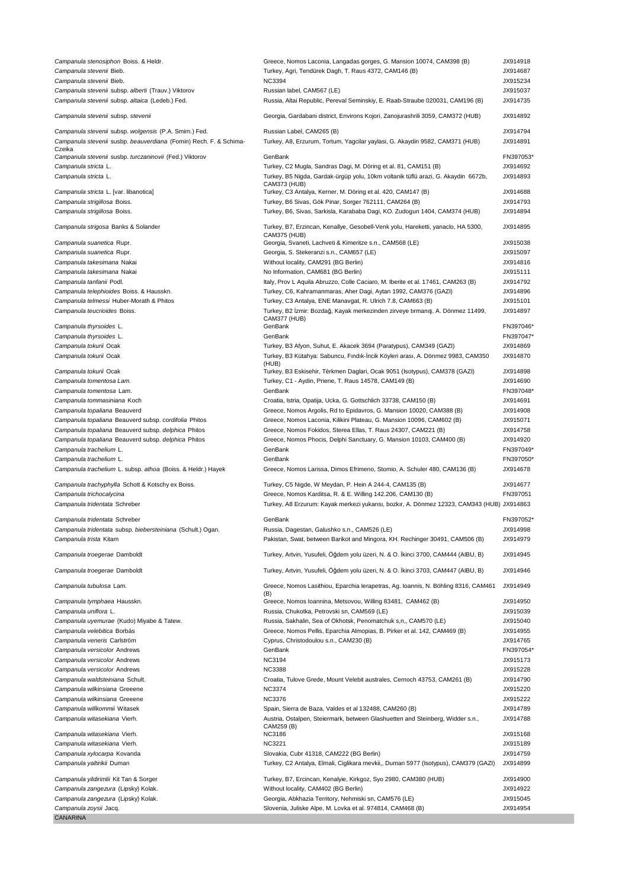| | | |
|---|---|---|
| *Campanula stenosiphon* Boiss. & Heldr. | Greece, Nomos Laconia, Langadas gorges, G. Mansion 10074, CAM398 (B) | JX914918 |
| *Campanula stevenii* Bieb. | Turkey, Agri, Tendürek Dagh, T. Raus 4372, CAM146 (B) | JX914687 |
| *Campanula stevenii* Bieb. | NC3394 | JX915234 |
| *Campanula stevenii* subsp. *alberti* (Trauv.) Viktorov | Russian label, CAM567 (LE) | JX915037 |
| *Campanula stevenii* subsp. *altaica* (Ledeb.) Fed. | Russia, Altai Republic, Pereval Seminskiy, E. Raab-Straube 020031, CAM196 (B) | JX914735 |
| *Campanula stevenii* subsp. *stevenii* | Georgia, Gardabani district, Environs Kojori, Zanojurashrili 3059, CAM372 (HUB) | JX914892 |
| *Campanula stevenii* subsp. *wolgensis* (P.A. Smirn.) Fed. | Russian Label, CAM265 (B) | JX914794 |
| *Campanula stevenii* susbp. *beauverdiana* (Fomin) Rech. F. & Schima-Czeika | Turkey, A8, Erzurum, Tortum, Yagcilar yaylasi, G. Akaydin 9582, CAM371 (HUB) | JX914891 |
| *Campanula stevenii* susbp. *turczaninovii* (Fed.) Viktorov | GenBank | FN397053* |
| *Campanula stricta* L. | Turkey, C2 Mugla, Sandras Dagi, M. Döring et al. 81, CAM151 (B) | JX914692 |
| *Campanula stricta* L. | Turkey, B5 Nigda, Gardak-ürgüp yolu, 10km voltanik tüflü arazi, G. Akaydin 6672b, CAM373 (HUB) | JX914893 |
| *Campanula stricta* L. [var. libanotica] | Turkey, C3 Antalya, Kerner, M. Döring et al. 420, CAM147 (B) | JX914688 |
| *Campanula strigillosa* Boiss. | Turkey, B6 Sivas, Gök Pinar, Sorger 762111, CAM264 (B) | JX914793 |
| *Campanula strigillosa* Boiss. | Turkey, B6, Sivas, Sarkisla, Karababa Dagi, KO. Zudogun 1404, CAM374 (HUB) | JX914894 |
| *Campanula strigosa* Banks & Solander | Turkey, B7, Erzincan, Kenallye, Gesobell-Venk yolu, Hareketti, yanaclo, HA 5300, CAM375 (HUB) | JX914895 |
| *Campanula suanetica* Rupr. | Georgia, Svaneti, Lachveti & Kimeritze s.n., CAM568 (LE) | JX915038 |
| *Campanula suanetica* Rupr. | Georgia, S. Stekeranzi s.n., CAM657 (LE) | JX915097 |
| *Campanula takesimana* Nakai | Without locality, CAM291 (BG Berlin) | JX914816 |
| *Campanula takesimana* Nakai | No Information, CAM681 (BG Berlin) | JX915111 |
| *Campanula tanfanii* Podl. | Italy, Prov L Aquila Abruzzo, Colle Caciaro, M. Iberite et al. 17461, CAM263 (B) | JX914792 |
| *Campanula telephioides* Boiss. & Hausskn. | Turkey, C6, Kahramanmaras, Aher Dagi, Aytan 1992, CAM376 (GAZI) | JX914896 |
| *Campanula telmessi* Huber-Morath & Phitos | Turkey, C3 Antalya, ENE Manavgat, R. Ulrich 7.8, CAM663 (B) | JX915101 |
| *Campanula teucrioides* Boiss. | Turkey, B2 İzmir: Bozdağ, Kayak merkezinden zirveye tırmanış, A. Dönmez 11499, CAM377 (HUB) | JX914897 |
| *Campanula thyrsoides* L. | GenBank | FN397046* |
| *Campanula thyrsoides* L. | GenBank | FN397047* |
| *Campanula tokurii* Ocak | Turkey, B3 Afyon, Suhut, E. Akacek 3694 (Paratypus), CAM349 (GAZI) | JX914869 |
| *Campanula tokurii* Ocak | Turkey, B3 Kütahya: Sabuncu, Fındık-İncik Köyleri arası, A. Dönmez 9983, CAM350 (HUB) | JX914870 |
| *Campanula tokurii* Ocak | Turkey, B3 Eskisehir, Tèrkmen Daglari, Ocak 9051 (Isotypus), CAM378 (GAZI) | JX914898 |
| *Campanula tomentosa Lam.* | Turkey, C1 - Aydin, Priene, T. Raus 14578, CAM149 (B) | JX914690 |
| *Campanula tomentosa* Lam. | GenBank | FN397048* |
| *Campanula tommasiniana* Koch | Croatia, Istria, Opatija, Ucka, G. Gottschlich 33738, CAM150 (B) | JX914691 |
| *Campanula topaliana* Beauverd | Greece, Nomos Argolis, Rd to Epidavros, G. Mansion 10020, CAM388 (B) | JX914908 |
| *Campanula topaliana* Beauverd subsp. *cordifolia* Phitos | Greece, Nomos Laconia, Kilikini Plateau, G. Mansion 10096, CAM602 (B) | JX915071 |
| *Campanula topaliana* Beauverd subsp. *delphica* Phitos | Greece, Nomos Fokidos, Sterea Ellas, T. Raus 24307, CAM221 (B) | JX914758 |
| *Campanula topaliana* Beauverd subsp. *delphica* Phitos | Greece, Nomos Phocis, Delphi Sanctuary, G. Mansion 10103, CAM400 (B) | JX914920 |
| *Campanula trachelium* L. | GenBank | FN397049* |
| *Campanula trachelium* L. | GenBank | FN397050* |
| *Campanula trachelium* L. subsp. *athoa* (Boiss. & Heldr.) Hayek | Greece, Nomos Larissa, Dimos Efrimeno, Stomio, A. Schuler 480, CAM136 (B) | JX914678 |
| *Campanula trachyphylla* Schott & Kotschy ex Boiss. | Turkey, C5 Nigde, W Meydan, P. Hein A 244-4, CAM135 (B) | JX914677 |
| *Campanula trichocalycina* | Greece, Nomos Karditsa, R. & E. Willing 142.206, CAM130 (B) | FN397051 |
| *Campanula tridentata* Schreber | Turkey, A8 Erzurum: Kayak merkezi yukarısı, bozkır, A. Dönmez 12323, CAM343 (HUB) | JX914863 |
| *Campanula tridentata* Schreber | GenBank | FN397052* |
| *Campanula tridentata* subsp. *biebersteiniana* (Schult.) Ogan. | Russia, Dagestan, Galushko s.n., CAM526 (LE) | JX914998 |
| *Campanula trista* Kitam | Pakistan, Swat, between Barikot and Mingora, KH. Rechinger 30491, CAM506 (B) | JX914979 |
| *Campanula troegerae* Damboldt | Turkey, Artvin, Yusufeli, Öğdem yolu üzeri, N. & O. İkinci 3700, CAM444 (AIBU, B) | JX914945 |
| *Campanula troegerae* Damboldt | Turkey, Artvin, Yusufeli, Öğdem yolu üzeri, N. & O. İkinci 3703, CAM447 (AIBU, B) | JX914946 |
| *Campanula tubulosa* Lam. | Greece, Nomos Lasithiou, Eparchia Ierapetras, Ag. Ioannis, N. Böhling 8316, CAM461 (B) | JX914949 |
| *Campanula tymphaea* Hausskn. | Greece, Nomos Ioannina, Metsovou, Willing 83481, CAM462 (B) | JX914950 |
| *Campanula uniflora* L. | Russia, Chukotka, Petrovski sn, CAM569 (LE) | JX915039 |
| *Campanula uyemurae* (Kudo) Miyabe & Tatew. | Russia, Sakhalin, Sea of Okhotsk, Penomatchuk s,n,, CAM570 (LE) | JX915040 |
| *Campanula velebitica* Borbás | Greece, Nomos Pellis, Eparchia Almopias, B. Pirker et al. 142, CAM469 (B) | JX914955 |
| *Campanula veneris* Carlström | Cyprus, Christodoulou s.n., CAM230 (B) | JX914765 |
| *Campanula versicolor* Andrews | GenBank | FN397054* |
| *Campanula versicolor* Andrews | NC3194 | JX915173 |
| *Campanula versicolor* Andrews | NC3388 | JX915228 |
| *Campanula waldsteiniana* Schult. | Croatia, Tulove Grede, Mount Velebit australes, Cernoch 43753, CAM261 (B) | JX914790 |
| *Campanula wilkinsiana* Greeene | NC3374 | JX915220 |
| *Campanula wilkinsiana* Greeene | NC3376 | JX915222 |
| *Campanula willkommii* Witasek | Spain, Sierra de Baza, Valdes et al 132488, CAM260 (B) | JX914789 |
| *Campanula witasekiana* Vierh. | Austria, Ostalpen, Steiermark, between Glashuetten and Steinberg, Widder s.n., CAM259 (B) | JX914788 |
| *Campanula witasekiana* Vierh. | NC3186 | JX915168 |
| *Campanula witasekiana* Vierh. | NC3221 | JX915189 |
| *Campanula xylocarpa* Kovanda | Slovakia, Cubr 41318, CAM222 (BG Berlin) | JX914759 |
| *Campanula yaltirikii* Duman | Turkey, C2 Antalya, Elmali, Ciglikara mevkii,, Duman 5977 (Isotypus), CAM379 (GAZI) | JX914899 |
| *Campanula yildirimlii* Kit Tan & Sorger | Turkey, B7, Ercincan, Kenalyie, Kirkgoz, Syo 2980, CAM380 (HUB) | JX914900 |
| *Campanula zangezura* (Lipsky) Kolak. | Without locality, CAM402 (BG Berlin) | JX914922 |
| *Campanula zangezura* (Lipsky) Kolak. | Georgia, Abkhazia Territory, Nehmiski sn, CAM576 (LE) | JX915045 |
| *Campanula zoysii* Jacq. | Slovenia, Juliske Alpe, M. Lovka et al. 974814, CAM468 (B) | JX914954 |
| CANARINA | | |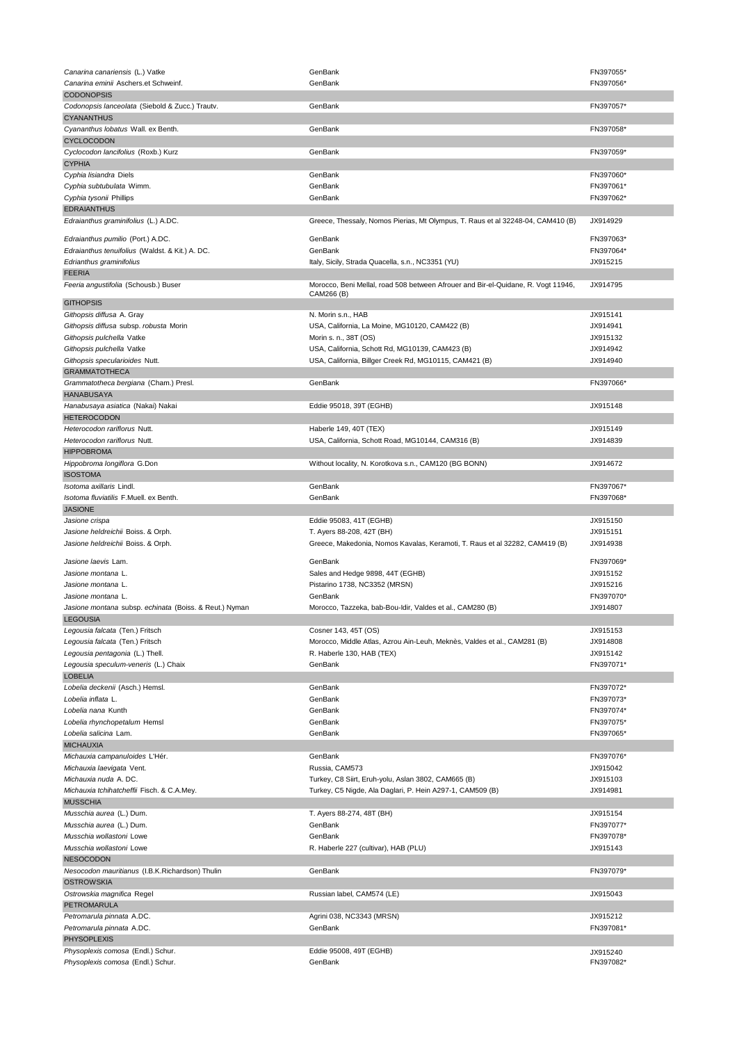| | | |
|---|---|---|
| *Canarina canariensis* (L.) Vatke | GenBank | FN397055* |
| *Canarina eminii* Aschers.et Schweinf. | GenBank | FN397056* |
| CODONOPSIS | | |
| *Codonopsis lanceolata* (Siebold & Zucc.) Trautv. | GenBank | FN397057* |
| CYANANTHUS | | |
| *Cyananthus lobatus* Wall. ex Benth. | GenBank | FN397058* |
| CYCLOCODON | | |
| *Cyclocodon lancifolius* (Roxb.) Kurz | GenBank | FN397059* |
| CYPHIA | | |
| *Cyphia lisiandra* Diels | GenBank | FN397060* |
| *Cyphia subtubulata* Wimm. | GenBank | FN397061* |
| *Cyphia tysonii* Phillips | GenBank | FN397062* |
| EDRAIANTHUS | | |
| *Edraianthus graminifolius* (L.) A.DC. | Greece, Thessaly, Nomos Pierias, Mt Olympus, T. Raus et al 32248-04, CAM410 (B) | JX914929 |
| *Edraianthus pumilio* (Port.) A.DC. | GenBank | FN397063* |
| *Edraianthus tenuifolius* (Waldst. & Kit.) A. DC. | GenBank | FN397064* |
| *Edrianthus graminifolius* | Italy, Sicily, Strada Quacella, s.n., NC3351 (YU) | JX915215 |
| FEERIA | | |
| *Feeria angustifolia* (Schousb.) Buser | Morocco, Beni Mellal, road 508 between Afrouer and Bir-el-Quidane, R. Vogt 11946, CAM266 (B) | JX914795 |
| GITHOPSIS | | |
| *Githopsis diffusa* A. Gray | N. Morin s.n., HAB | JX915141 |
| *Githopsis diffusa* subsp. *robusta* Morin | USA, California, La Moine, MG10120, CAM422 (B) | JX914941 |
| *Githopsis pulchella* Vatke | Morin s. n., 38T (OS) | JX915132 |
| *Githopsis pulchella* Vatke | USA, California, Schott Rd, MG10139, CAM423 (B) | JX914942 |
| *Githopsis specularioides* Nutt. | USA, California, Billger Creek Rd, MG10115, CAM421 (B) | JX914940 |
| GRAMMATOTHECA | | |
| *Grammatotheca bergiana* (Cham.) Presl. | GenBank | FN397066* |
| HANABUSAYA | | |
| *Hanabusaya asiatica* (Nakai) Nakai | Eddie 95018, 39T (EGHB) | JX915148 |
| HETEROCODON | | |
| *Heterocodon rariflorus* Nutt. | Haberle 149, 40T (TEX) | JX915149 |
| *Heterocodon rariflorus* Nutt. | USA, California, Schott Road, MG10144, CAM316 (B) | JX914839 |
| HIPPOBROMA | | |
| *Hippobroma longiflora* G.Don | Without locality, N. Korotkova s.n., CAM120 (BG BONN) | JX914672 |
| ISOSTOMA | | |
| *Isotoma axillaris* Lindl. | GenBank | FN397067* |
| *Isotoma fluviatilis* F.Muell. ex Benth. | GenBank | FN397068* |
| JASIONE | | |
| *Jasione crispa* | Eddie 95083, 41T (EGHB) | JX915150 |
| *Jasione heldreichii* Boiss. & Orph. | T. Ayers 88-208, 42T (BH) | JX915151 |
| *Jasione heldreichii* Boiss. & Orph. | Greece, Makedonia, Nomos Kavalas, Keramoti, T. Raus et al 32282, CAM419 (B) | JX914938 |
| *Jasione laevis* Lam. | GenBank | FN397069* |
| *Jasione montana* L. | Sales and Hedge 9898, 44T (EGHB) | JX915152 |
| *Jasione montana* L. | Pistarino 1738, NC3352 (MRSN) | JX915216 |
| *Jasione montana* L. | GenBank | FN397070* |
| *Jasione montana* subsp. *echinata* (Boiss. & Reut.) Nyman | Morocco, Tazzeka, bab-Bou-Idir, Valdes et al., CAM280 (B) | JX914807 |
| LEGOUSIA | | |
| *Legousia falcata* (Ten.) Fritsch | Cosner 143, 45T (OS) | JX915153 |
| *Legousia falcata* (Ten.) Fritsch | Morocco, Middle Atlas, Azrou Ain-Leuh, Meknès, Valdes et al., CAM281 (B) | JX914808 |
| *Legousia pentagonia* (L.) Thell. | R. Haberle 130, HAB (TEX) | JX915142 |
| *Legousia speculum-veneris* (L.) Chaix | GenBank | FN397071* |
| LOBELIA | | |
| *Lobelia deckenii* (Asch.) Hemsl. | GenBank | FN397072* |
| *Lobelia inflata* L. | GenBank | FN397073* |
| *Lobelia nana* Kunth | GenBank | FN397074* |
| *Lobelia rhynchopetalum* Hemsl | GenBank | FN397075* |
| *Lobelia salicina* Lam. | GenBank | FN397065* |
| MICHAUXIA | | |
| *Michauxia campanuloides* L'Hér. | GenBank | FN397076* |
| *Michauxia laevigata* Vent. | Russia, CAM573 | JX915042 |
| *Michauxia nuda* A. DC. | Turkey, C8 Siirt, Eruh-yolu, Aslan 3802, CAM665 (B) | JX915103 |
| *Michauxia tchihatcheffii* Fisch. & C.A.Mey. | Turkey, C5 Nigde, Ala Daglari, P. Hein A297-1, CAM509 (B) | JX914981 |
| MUSSCHIA | | |
| *Musschia aurea* (L.) Dum. | T. Ayers 88-274, 48T (BH) | JX915154 |
| *Musschia aurea* (L.) Dum. | GenBank | FN397077* |
| *Musschia wollastoni* Lowe | GenBank | FN397078* |
| *Musschia wollastoni* Lowe | R. Haberle 227 (cultivar), HAB (PLU) | JX915143 |
| NESOCODON | | |
| *Nesocodon mauritianus* (I.B.K.Richardson) Thulin | GenBank | FN397079* |
| OSTROWSKIA | | |
| *Ostrowskia magnifica* Regel | Russian label, CAM574 (LE) | JX915043 |
| PETROMARULA | | |
| *Petromarula pinnata* A.DC. | Agrini 038, NC3343 (MRSN) | JX915212 |
| *Petromarula pinnata* A.DC. | GenBank | FN397081* |
| PHYSOPLEXIS | | |
| *Physoplexis comosa* (Endl.) Schur. | Eddie 95008, 49T (EGHB) | JX915240 |
| *Physoplexis comosa* (Endl.) Schur. | GenBank | FN397082* |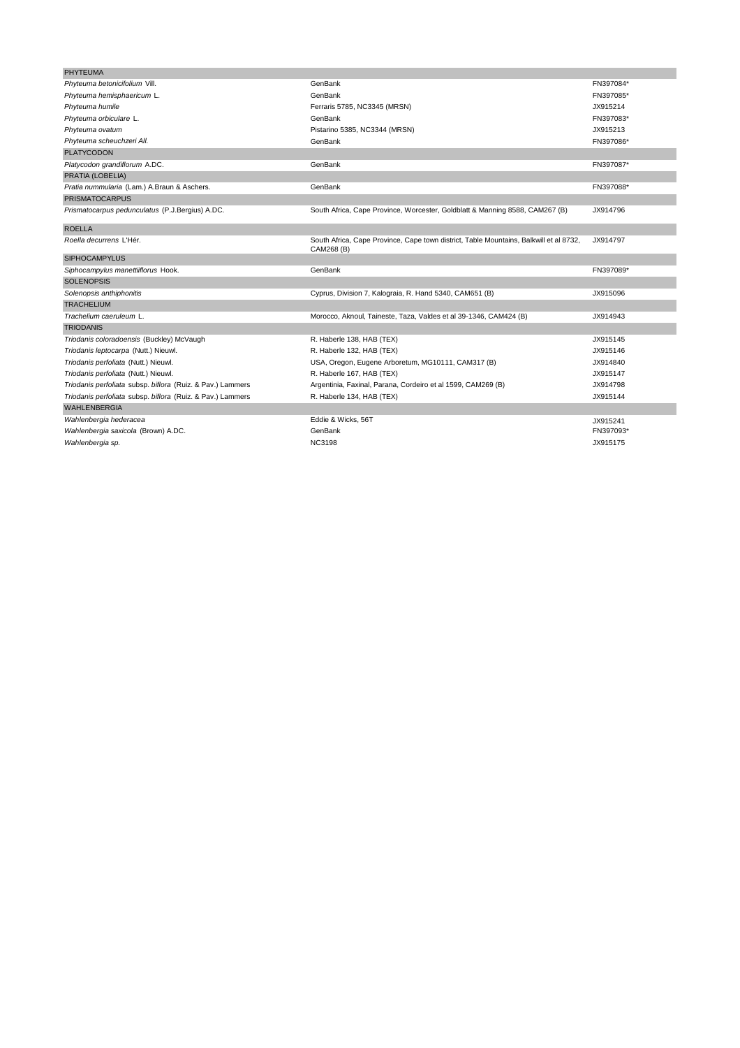| | | |
|---|---|---|
| PHYTEUMA | | |
| *Phyteuma betonicifolium* Vill. | GenBank | FN397084* |
| *Phyteuma hemisphaericum* L. | GenBank | FN397085* |
| *Phyteuma humile* | Ferraris 5785, NC3345 (MRSN) | JX915214 |
| *Phyteuma orbiculare* L. | GenBank | FN397083* |
| *Phyteuma ovatum* | Pistarino 5385, NC3344 (MRSN) | JX915213 |
| *Phyteuma scheuchzeri All.* | GenBank | FN397086* |
| PLATYCODON | | |
| *Platycodon grandiflorum* A.DC. | GenBank | FN397087* |
| PRATIA (LOBELIA) | | |
| *Pratia nummularia* (Lam.) A.Braun & Aschers. | GenBank | FN397088* |
| PRISMATOCARPUS | | |
| *Prismatocarpus pedunculatus* (P.J.Bergius) A.DC. | South Africa, Cape Province, Worcester, Goldblatt & Manning 8588, CAM267 (B) | JX914796 |
| ROELLA | | |
| *Roella decurrens* L'Hér. | South Africa, Cape Province, Cape town district, Table Mountains, Balkwill et al 8732, CAM268 (B) | JX914797 |
| SIPHOCAMPYLUS | | |
| *Siphocampylus manettiiflorus* Hook. | GenBank | FN397089* |
| SOLENOPSIS | | |
| *Solenopsis anthiphonitis* | Cyprus, Division 7, Kalograia, R. Hand 5340, CAM651 (B) | JX915096 |
| TRACHELIUM | | |
| *Trachelium caeruleum* L. | Morocco, Aknoul, Taineste, Taza, Valdes et al 39-1346, CAM424 (B) | JX914943 |
| TRIODANIS | | |
| *Triodanis coloradoensis* (Buckley) McVaugh | R. Haberle 138, HAB (TEX) | JX915145 |
| *Triodanis leptocarpa* (Nutt.) Nieuwl. | R. Haberle 132, HAB (TEX) | JX915146 |
| *Triodanis perfoliata* (Nutt.) Nieuwl. | USA, Oregon, Eugene Arboretum, MG10111, CAM317 (B) | JX914840 |
| *Triodanis perfoliata* (Nutt.) Nieuwl. | R. Haberle 167, HAB (TEX) | JX915147 |
| *Triodanis perfoliata* subsp. *biflora* (Ruiz. & Pav.) Lammers | Argentinia, Faxinal, Parana, Cordeiro et al 1599, CAM269 (B) | JX914798 |
| *Triodanis perfoliata* subsp. *biflora* (Ruiz. & Pav.) Lammers | R. Haberle 134, HAB (TEX) | JX915144 |
| WAHLENBERGIA | | |
| *Wahlenbergia hederacea* | Eddie & Wicks, 56T | JX915241 |
| *Wahlenbergia saxicola* (Brown) A.DC. | GenBank | FN397093* |
| *Wahlenbergia sp.* | NC3198 | JX915175 |